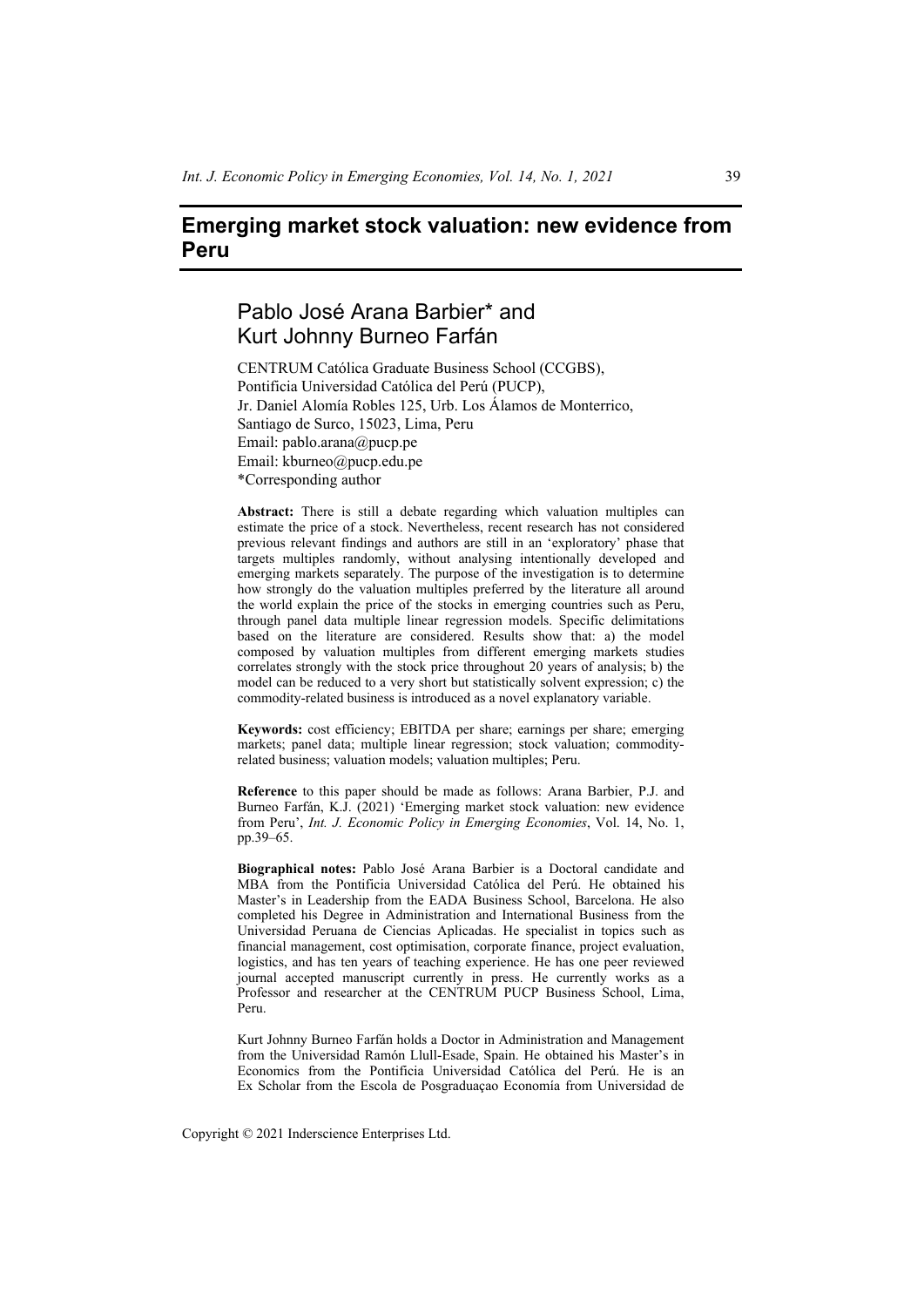# Emerging market stock valuation: new evidence from Peru

## Pablo José Arana Barbier* and Kurt Johnny Burneo Farfán

CENTRUM Católica Graduate Business School (CCGBS),
Pontificia Universidad Católica del Perú (PUCP),
Jr. Daniel Alomía Robles 125, Urb. Los Álamos de Monterrico,
Santiago de Surco, 15023, Lima, Peru
Email: pablo.arana@pucp.pe
Email: kburneo@pucp.edu.pe
*Corresponding author

**Abstract:** There is still a debate regarding which valuation multiples can estimate the price of a stock. Nevertheless, recent research has not considered previous relevant findings and authors are still in an 'exploratory' phase that targets multiples randomly, without analysing intentionally developed and emerging markets separately. The purpose of the investigation is to determine how strongly do the valuation multiples preferred by the literature all around the world explain the price of the stocks in emerging countries such as Peru, through panel data multiple linear regression models. Specific delimitations based on the literature are considered. Results show that: a) the model composed by valuation multiples from different emerging markets studies correlates strongly with the stock price throughout 20 years of analysis; b) the model can be reduced to a very short but statistically solvent expression; c) the commodity-related business is introduced as a novel explanatory variable.

**Keywords:** cost efficiency; EBITDA per share; earnings per share; emerging markets; panel data; multiple linear regression; stock valuation; commodity-related business; valuation models; valuation multiples; Peru.

**Reference** to this paper should be made as follows: Arana Barbier, P.J. and Burneo Farfán, K.J. (2021) 'Emerging market stock valuation: new evidence from Peru', *Int. J. Economic Policy in Emerging Economies*, Vol. 14, No. 1, pp.39–65.

**Biographical notes:** Pablo José Arana Barbier is a Doctoral candidate and MBA from the Pontificia Universidad Católica del Perú. He obtained his Master's in Leadership from the EADA Business School, Barcelona. He also completed his Degree in Administration and International Business from the Universidad Peruana de Ciencias Aplicadas. He specialist in topics such as financial management, cost optimisation, corporate finance, project evaluation, logistics, and has ten years of teaching experience. He has one peer reviewed journal accepted manuscript currently in press. He currently works as a Professor and researcher at the CENTRUM PUCP Business School, Lima, Peru.

Kurt Johnny Burneo Farfán holds a Doctor in Administration and Management from the Universidad Ramón Llull-Esade, Spain. He obtained his Master's in Economics from the Pontificia Universidad Católica del Perú. He is an Ex Scholar from the Escola de Posgraduaçao Economía from Universidad de

Copyright © 2021 Inderscience Enterprises Ltd.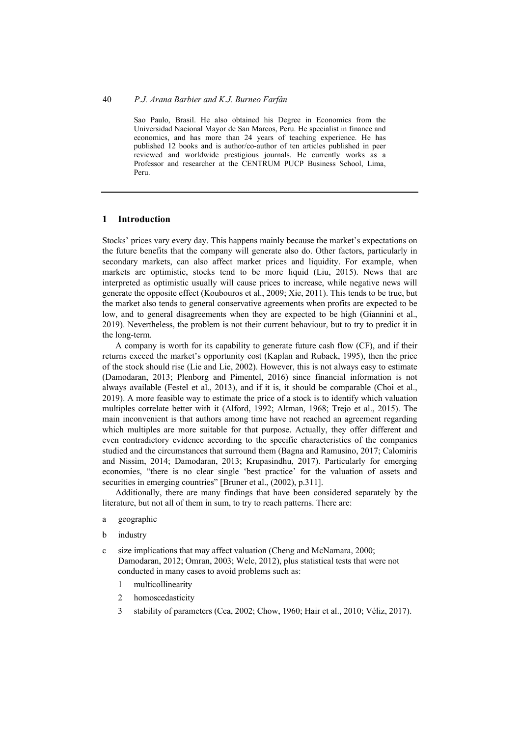Sao Paulo, Brasil. He also obtained his Degree in Economics from the Universidad Nacional Mayor de San Marcos, Peru. He specialist in finance and economics, and has more than 24 years of teaching experience. He has published 12 books and is author/co-author of ten articles published in peer reviewed and worldwide prestigious journals. He currently works as a Professor and researcher at the CENTRUM PUCP Business School, Lima, Peru.

## 1 Introduction

Stocks' prices vary every day. This happens mainly because the market's expectations on the future benefits that the company will generate also do. Other factors, particularly in secondary markets, can also affect market prices and liquidity. For example, when markets are optimistic, stocks tend to be more liquid (Liu, 2015). News that are interpreted as optimistic usually will cause prices to increase, while negative news will generate the opposite effect (Koubouros et al., 2009; Xie, 2011). This tends to be true, but the market also tends to general conservative agreements when profits are expected to be low, and to general disagreements when they are expected to be high (Giannini et al., 2019). Nevertheless, the problem is not their current behaviour, but to try to predict it in the long-term.

A company is worth for its capability to generate future cash flow (CF), and if their returns exceed the market's opportunity cost (Kaplan and Ruback, 1995), then the price of the stock should rise (Lie and Lie, 2002). However, this is not always easy to estimate (Damodaran, 2013; Plenborg and Pimentel, 2016) since financial information is not always available (Festel et al., 2013), and if it is, it should be comparable (Choi et al., 2019). A more feasible way to estimate the price of a stock is to identify which valuation multiples correlate better with it (Alford, 1992; Altman, 1968; Trejo et al., 2015). The main inconvenient is that authors among time have not reached an agreement regarding which multiples are more suitable for that purpose. Actually, they offer different and even contradictory evidence according to the specific characteristics of the companies studied and the circumstances that surround them (Bagna and Ramusino, 2017; Calomiris and Nissim, 2014; Damodaran, 2013; Krupasindhu, 2017). Particularly for emerging economies, "there is no clear single 'best practice' for the valuation of assets and securities in emerging countries" [Bruner et al., (2002), p.311].

Additionally, there are many findings that have been considered separately by the literature, but not all of them in sum, to try to reach patterns. There are:

a geographic

b industry

c size implications that may affect valuation (Cheng and McNamara, 2000; Damodaran, 2012; Omran, 2003; Welc, 2012), plus statistical tests that were not conducted in many cases to avoid problems such as:

   1 multicollinearity

   2 homoscedasticity

   3 stability of parameters (Cea, 2002; Chow, 1960; Hair et al., 2010; Véliz, 2017).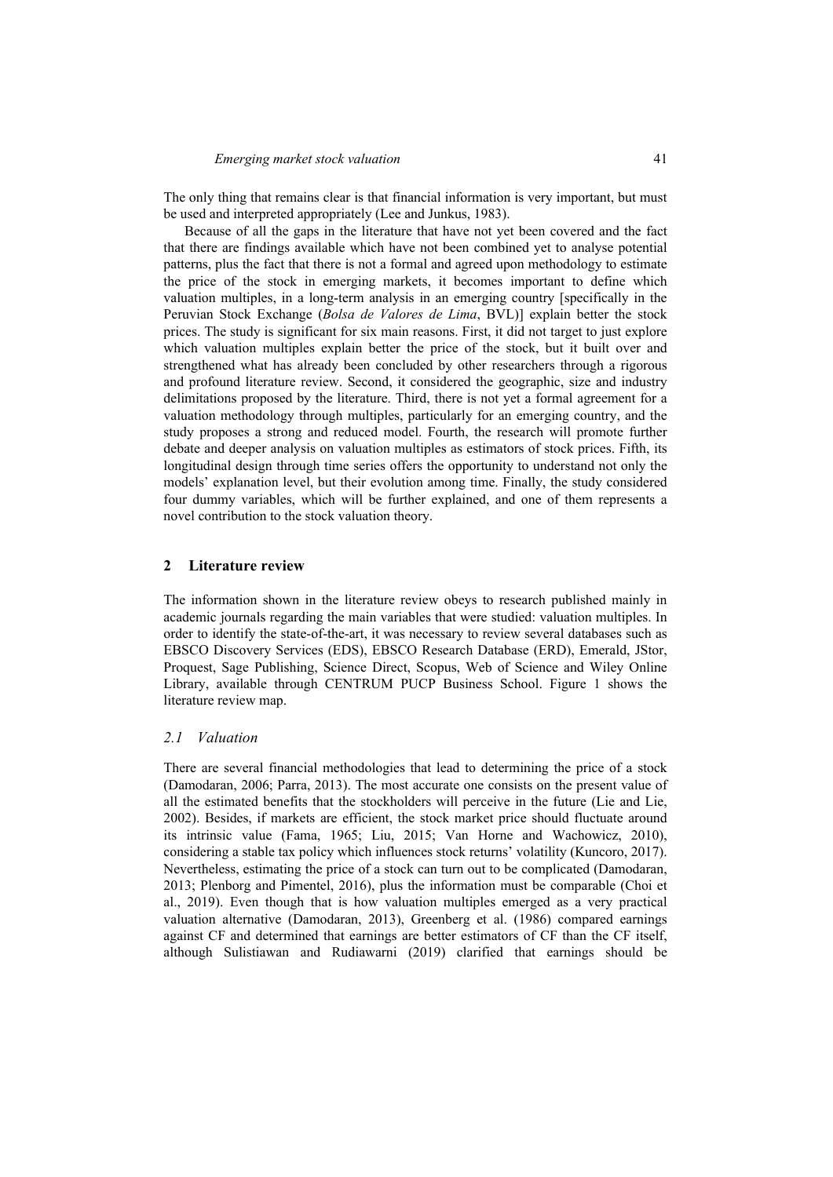The only thing that remains clear is that financial information is very important, but must be used and interpreted appropriately (Lee and Junkus, 1983).

Because of all the gaps in the literature that have not yet been covered and the fact that there are findings available which have not been combined yet to analyse potential patterns, plus the fact that there is not a formal and agreed upon methodology to estimate the price of the stock in emerging markets, it becomes important to define which valuation multiples, in a long-term analysis in an emerging country [specifically in the Peruvian Stock Exchange (*Bolsa de Valores de Lima*, BVL)] explain better the stock prices. The study is significant for six main reasons. First, it did not target to just explore which valuation multiples explain better the price of the stock, but it built over and strengthened what has already been concluded by other researchers through a rigorous and profound literature review. Second, it considered the geographic, size and industry delimitations proposed by the literature. Third, there is not yet a formal agreement for a valuation methodology through multiples, particularly for an emerging country, and the study proposes a strong and reduced model. Fourth, the research will promote further debate and deeper analysis on valuation multiples as estimators of stock prices. Fifth, its longitudinal design through time series offers the opportunity to understand not only the models' explanation level, but their evolution among time. Finally, the study considered four dummy variables, which will be further explained, and one of them represents a novel contribution to the stock valuation theory.

## 2 Literature review

The information shown in the literature review obeys to research published mainly in academic journals regarding the main variables that were studied: valuation multiples. In order to identify the state-of-the-art, it was necessary to review several databases such as EBSCO Discovery Services (EDS), EBSCO Research Database (ERD), Emerald, JStor, Proquest, Sage Publishing, Science Direct, Scopus, Web of Science and Wiley Online Library, available through CENTRUM PUCP Business School. Figure 1 shows the literature review map.

### *2.1 Valuation*

There are several financial methodologies that lead to determining the price of a stock (Damodaran, 2006; Parra, 2013). The most accurate one consists on the present value of all the estimated benefits that the stockholders will perceive in the future (Lie and Lie, 2002). Besides, if markets are efficient, the stock market price should fluctuate around its intrinsic value (Fama, 1965; Liu, 2015; Van Horne and Wachowicz, 2010), considering a stable tax policy which influences stock returns' volatility (Kuncoro, 2017). Nevertheless, estimating the price of a stock can turn out to be complicated (Damodaran, 2013; Plenborg and Pimentel, 2016), plus the information must be comparable (Choi et al., 2019). Even though that is how valuation multiples emerged as a very practical valuation alternative (Damodaran, 2013), Greenberg et al. (1986) compared earnings against CF and determined that earnings are better estimators of CF than the CF itself, although Sulistiawan and Rudiawarni (2019) clarified that earnings should be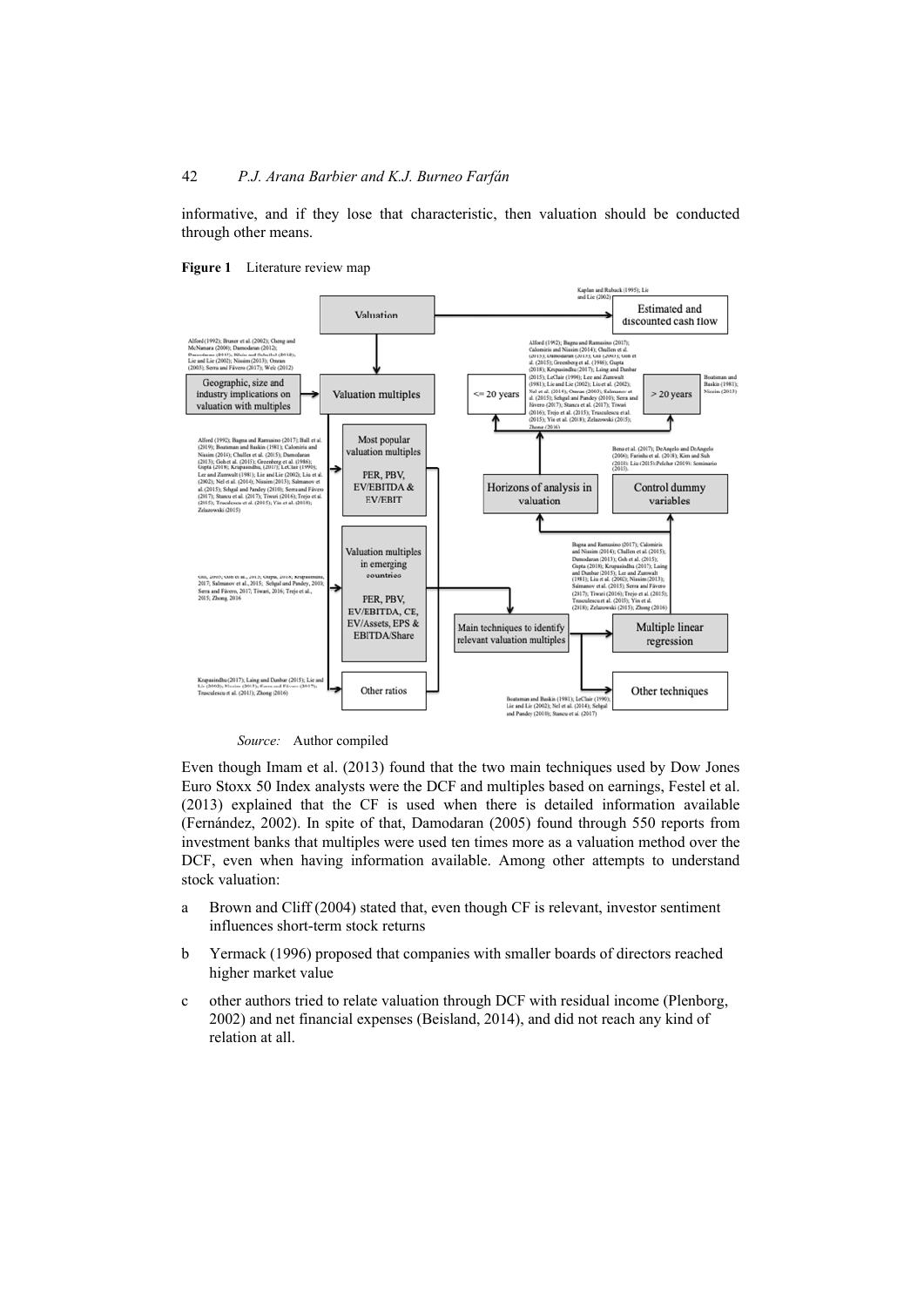informative, and if they lose that characteristic, then valuation should be conducted through other means.

**Figure 1** Literature review map

*Source:* Author compiled

Even though Imam et al. (2013) found that the two main techniques used by Dow Jones Euro Stoxx 50 Index analysts were the DCF and multiples based on earnings, Festel et al. (2013) explained that the CF is used when there is detailed information available (Fernández, 2002). In spite of that, Damodaran (2005) found through 550 reports from investment banks that multiples were used ten times more as a valuation method over the DCF, even when having information available. Among other attempts to understand stock valuation:

a Brown and Cliff (2004) stated that, even though CF is relevant, investor sentiment influences short-term stock returns

b Yermack (1996) proposed that companies with smaller boards of directors reached higher market value

c other authors tried to relate valuation through DCF with residual income (Plenborg, 2002) and net financial expenses (Beisland, 2014), and did not reach any kind of relation at all.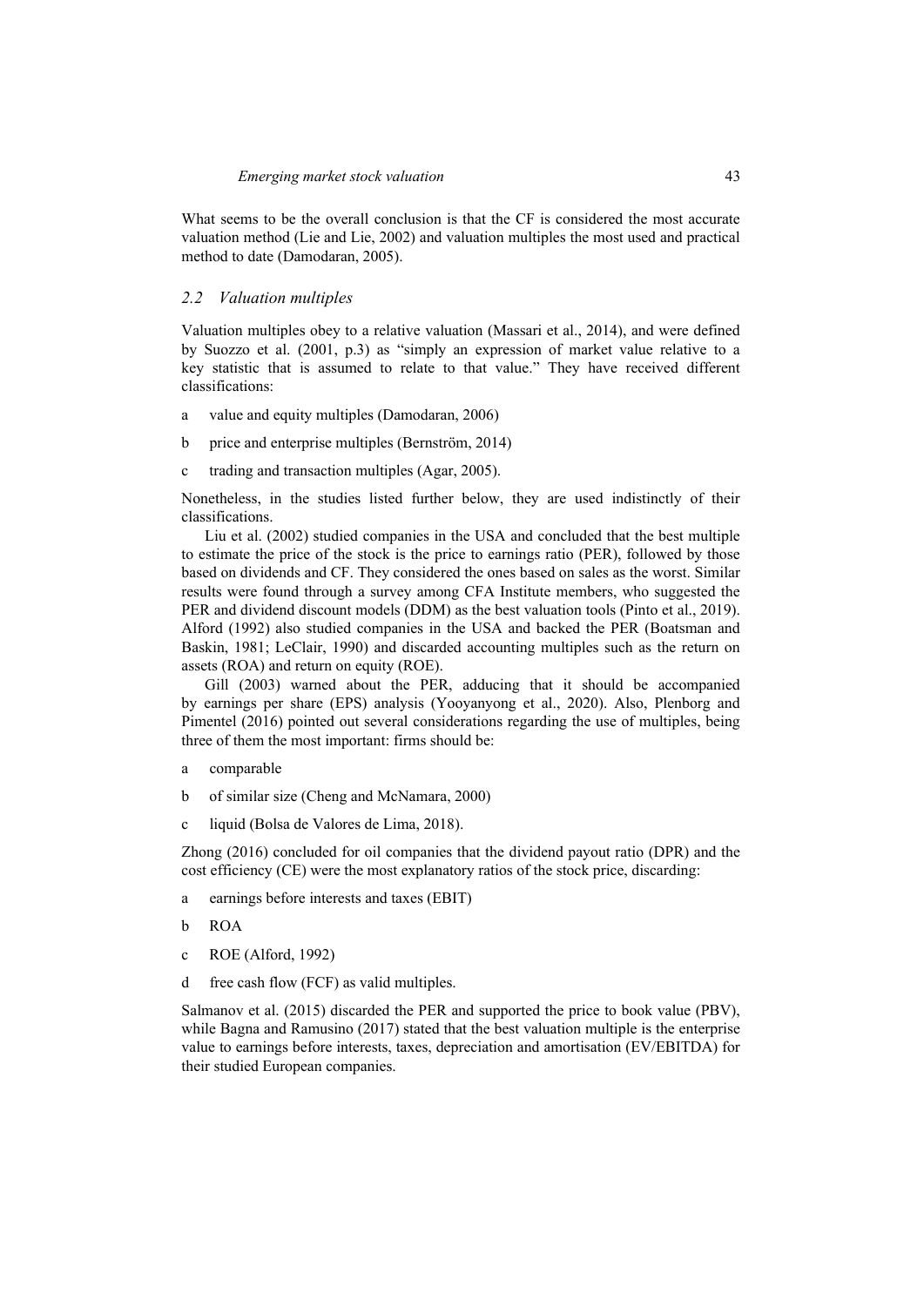What seems to be the overall conclusion is that the CF is considered the most accurate valuation method (Lie and Lie, 2002) and valuation multiples the most used and practical method to date (Damodaran, 2005).

### 2.2 Valuation multiples

Valuation multiples obey to a relative valuation (Massari et al., 2014), and were defined by Suozzo et al. (2001, p.3) as "simply an expression of market value relative to a key statistic that is assumed to relate to that value." They have received different classifications:

a value and equity multiples (Damodaran, 2006)

b price and enterprise multiples (Bernström, 2014)

c trading and transaction multiples (Agar, 2005).

Nonetheless, in the studies listed further below, they are used indistinctly of their classifications.

Liu et al. (2002) studied companies in the USA and concluded that the best multiple to estimate the price of the stock is the price to earnings ratio (PER), followed by those based on dividends and CF. They considered the ones based on sales as the worst. Similar results were found through a survey among CFA Institute members, who suggested the PER and dividend discount models (DDM) as the best valuation tools (Pinto et al., 2019). Alford (1992) also studied companies in the USA and backed the PER (Boatsman and Baskin, 1981; LeClair, 1990) and discarded accounting multiples such as the return on assets (ROA) and return on equity (ROE).

Gill (2003) warned about the PER, adducing that it should be accompanied by earnings per share (EPS) analysis (Yooyanyong et al., 2020). Also, Plenborg and Pimentel (2016) pointed out several considerations regarding the use of multiples, being three of them the most important: firms should be:

a comparable

b of similar size (Cheng and McNamara, 2000)

c liquid (Bolsa de Valores de Lima, 2018).

Zhong (2016) concluded for oil companies that the dividend payout ratio (DPR) and the cost efficiency (CE) were the most explanatory ratios of the stock price, discarding:

a earnings before interests and taxes (EBIT)

b ROA

c ROE (Alford, 1992)

d free cash flow (FCF) as valid multiples.

Salmanov et al. (2015) discarded the PER and supported the price to book value (PBV), while Bagna and Ramusino (2017) stated that the best valuation multiple is the enterprise value to earnings before interests, taxes, depreciation and amortisation (EV/EBITDA) for their studied European companies.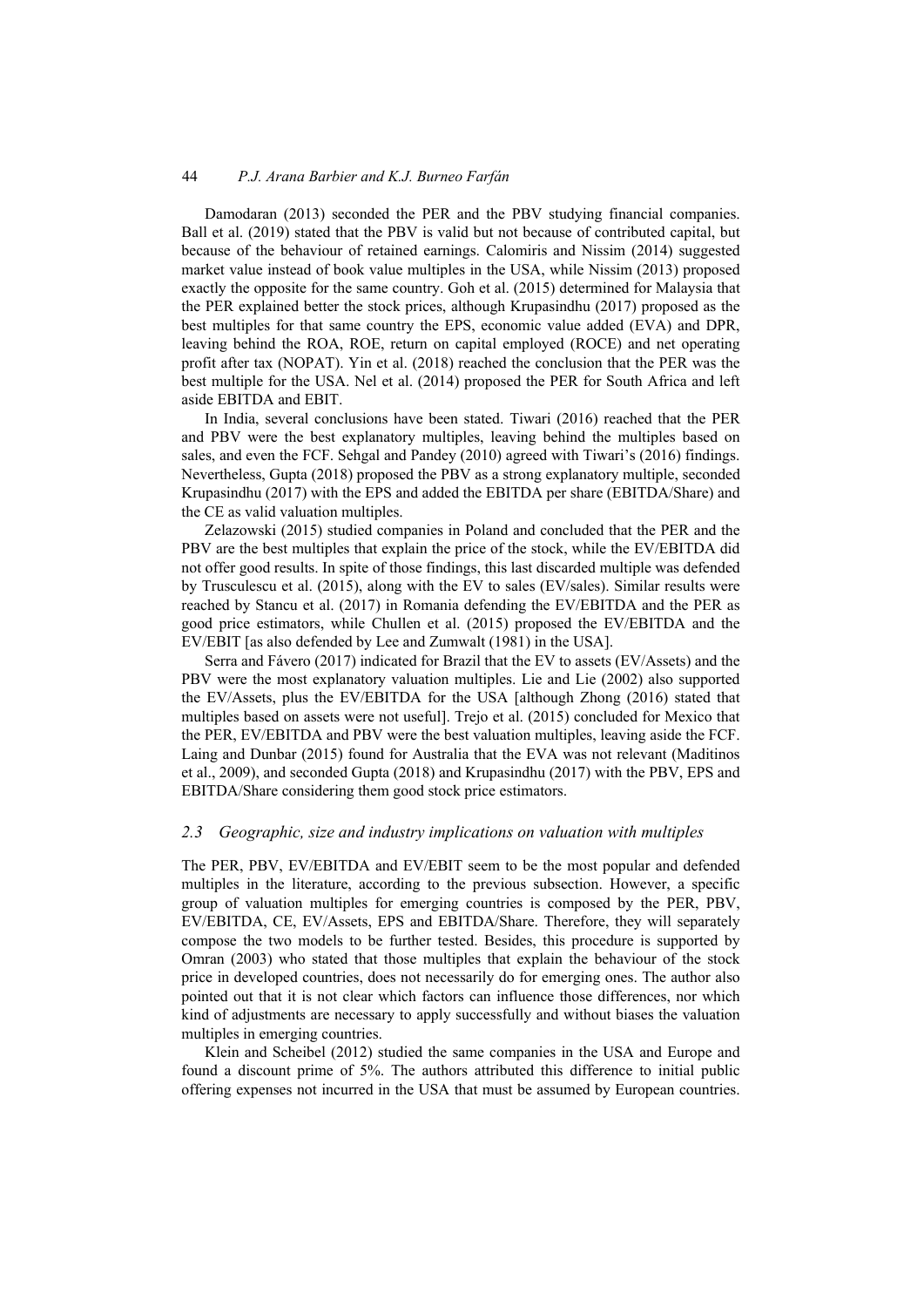Damodaran (2013) seconded the PER and the PBV studying financial companies. Ball et al. (2019) stated that the PBV is valid but not because of contributed capital, but because of the behaviour of retained earnings. Calomiris and Nissim (2014) suggested market value instead of book value multiples in the USA, while Nissim (2013) proposed exactly the opposite for the same country. Goh et al. (2015) determined for Malaysia that the PER explained better the stock prices, although Krupasindhu (2017) proposed as the best multiples for that same country the EPS, economic value added (EVA) and DPR, leaving behind the ROA, ROE, return on capital employed (ROCE) and net operating profit after tax (NOPAT). Yin et al. (2018) reached the conclusion that the PER was the best multiple for the USA. Nel et al. (2014) proposed the PER for South Africa and left aside EBITDA and EBIT.

In India, several conclusions have been stated. Tiwari (2016) reached that the PER and PBV were the best explanatory multiples, leaving behind the multiples based on sales, and even the FCF. Sehgal and Pandey (2010) agreed with Tiwari's (2016) findings. Nevertheless, Gupta (2018) proposed the PBV as a strong explanatory multiple, seconded Krupasindhu (2017) with the EPS and added the EBITDA per share (EBITDA/Share) and the CE as valid valuation multiples.

Zelazowski (2015) studied companies in Poland and concluded that the PER and the PBV are the best multiples that explain the price of the stock, while the EV/EBITDA did not offer good results. In spite of those findings, this last discarded multiple was defended by Trusculescu et al. (2015), along with the EV to sales (EV/sales). Similar results were reached by Stancu et al. (2017) in Romania defending the EV/EBITDA and the PER as good price estimators, while Chullen et al. (2015) proposed the EV/EBITDA and the EV/EBIT [as also defended by Lee and Zumwalt (1981) in the USA].

Serra and Fávero (2017) indicated for Brazil that the EV to assets (EV/Assets) and the PBV were the most explanatory valuation multiples. Lie and Lie (2002) also supported the EV/Assets, plus the EV/EBITDA for the USA [although Zhong (2016) stated that multiples based on assets were not useful]. Trejo et al. (2015) concluded for Mexico that the PER, EV/EBITDA and PBV were the best valuation multiples, leaving aside the FCF. Laing and Dunbar (2015) found for Australia that the EVA was not relevant (Maditinos et al., 2009), and seconded Gupta (2018) and Krupasindhu (2017) with the PBV, EPS and EBITDA/Share considering them good stock price estimators.

### *2.3 Geographic, size and industry implications on valuation with multiples*

The PER, PBV, EV/EBITDA and EV/EBIT seem to be the most popular and defended multiples in the literature, according to the previous subsection. However, a specific group of valuation multiples for emerging countries is composed by the PER, PBV, EV/EBITDA, CE, EV/Assets, EPS and EBITDA/Share. Therefore, they will separately compose the two models to be further tested. Besides, this procedure is supported by Omran (2003) who stated that those multiples that explain the behaviour of the stock price in developed countries, does not necessarily do for emerging ones. The author also pointed out that it is not clear which factors can influence those differences, nor which kind of adjustments are necessary to apply successfully and without biases the valuation multiples in emerging countries.

Klein and Scheibel (2012) studied the same companies in the USA and Europe and found a discount prime of 5%. The authors attributed this difference to initial public offering expenses not incurred in the USA that must be assumed by European countries.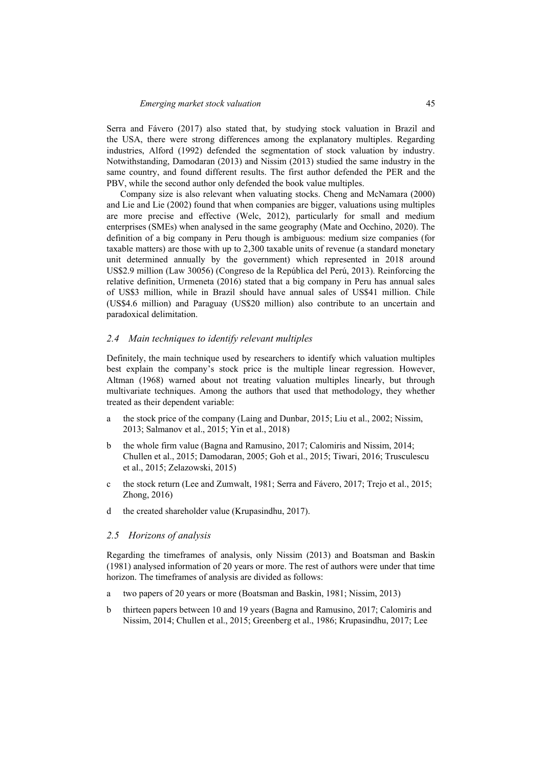Serra and Fávero (2017) also stated that, by studying stock valuation in Brazil and the USA, there were strong differences among the explanatory multiples. Regarding industries, Alford (1992) defended the segmentation of stock valuation by industry. Notwithstanding, Damodaran (2013) and Nissim (2013) studied the same industry in the same country, and found different results. The first author defended the PER and the PBV, while the second author only defended the book value multiples.

Company size is also relevant when valuating stocks. Cheng and McNamara (2000) and Lie and Lie (2002) found that when companies are bigger, valuations using multiples are more precise and effective (Welc, 2012), particularly for small and medium enterprises (SMEs) when analysed in the same geography (Mate and Occhino, 2020). The definition of a big company in Peru though is ambiguous: medium size companies (for taxable matters) are those with up to 2,300 taxable units of revenue (a standard monetary unit determined annually by the government) which represented in 2018 around US$2.9 million (Law 30056) (Congreso de la República del Perú, 2013). Reinforcing the relative definition, Urmeneta (2016) stated that a big company in Peru has annual sales of US$3 million, while in Brazil should have annual sales of US$41 million. Chile (US$4.6 million) and Paraguay (US$20 million) also contribute to an uncertain and paradoxical delimitation.

### *2.4 Main techniques to identify relevant multiples*

Definitely, the main technique used by researchers to identify which valuation multiples best explain the company's stock price is the multiple linear regression. However, Altman (1968) warned about not treating valuation multiples linearly, but through multivariate techniques. Among the authors that used that methodology, they whether treated as their dependent variable:

a the stock price of the company (Laing and Dunbar, 2015; Liu et al., 2002; Nissim, 2013; Salmanov et al., 2015; Yin et al., 2018)

b the whole firm value (Bagna and Ramusino, 2017; Calomiris and Nissim, 2014; Chullen et al., 2015; Damodaran, 2005; Goh et al., 2015; Tiwari, 2016; Trusculescu et al., 2015; Zelazowski, 2015)

c the stock return (Lee and Zumwalt, 1981; Serra and Fávero, 2017; Trejo et al., 2015; Zhong, 2016)

d the created shareholder value (Krupasindhu, 2017).

### *2.5 Horizons of analysis*

Regarding the timeframes of analysis, only Nissim (2013) and Boatsman and Baskin (1981) analysed information of 20 years or more. The rest of authors were under that time horizon. The timeframes of analysis are divided as follows:

a two papers of 20 years or more (Boatsman and Baskin, 1981; Nissim, 2013)

b thirteen papers between 10 and 19 years (Bagna and Ramusino, 2017; Calomiris and Nissim, 2014; Chullen et al., 2015; Greenberg et al., 1986; Krupasindhu, 2017; Lee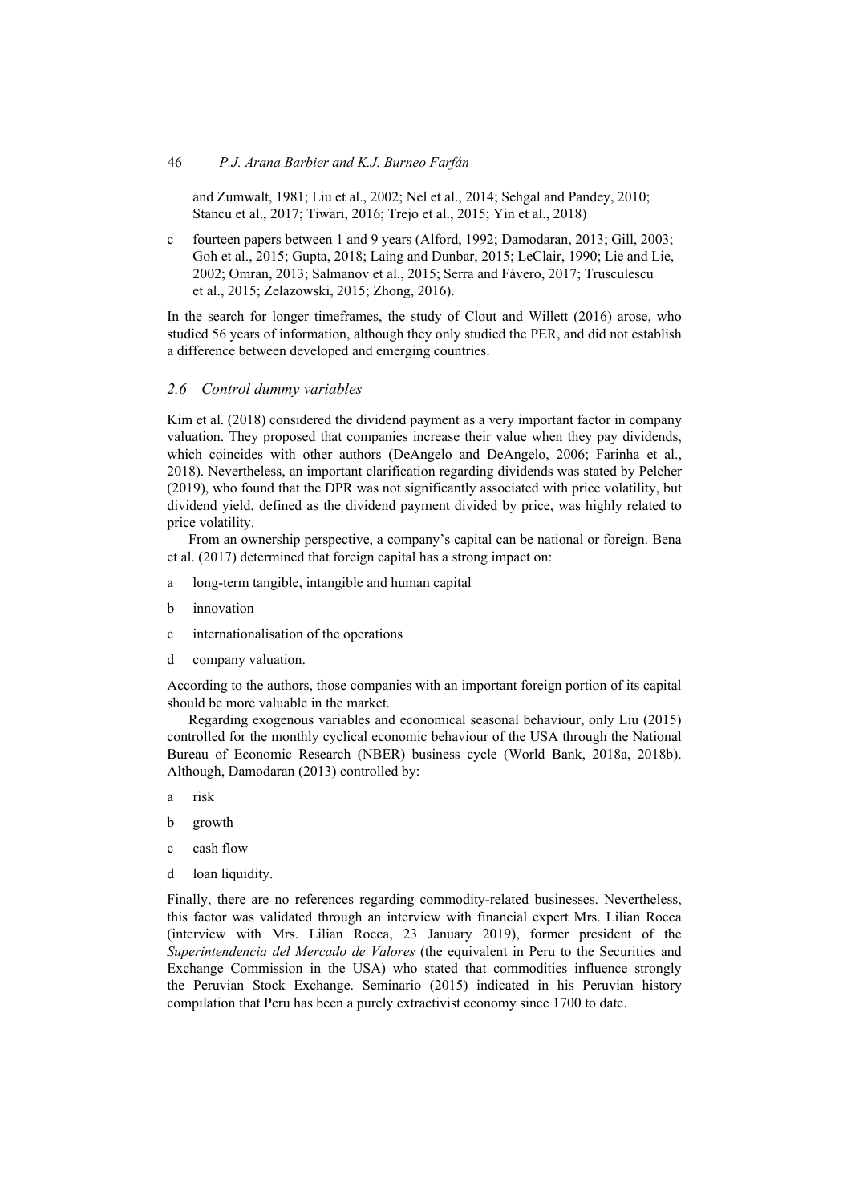and Zumwalt, 1981; Liu et al., 2002; Nel et al., 2014; Sehgal and Pandey, 2010; Stancu et al., 2017; Tiwari, 2016; Trejo et al., 2015; Yin et al., 2018)

c fourteen papers between 1 and 9 years (Alford, 1992; Damodaran, 2013; Gill, 2003; Goh et al., 2015; Gupta, 2018; Laing and Dunbar, 2015; LeClair, 1990; Lie and Lie, 2002; Omran, 2013; Salmanov et al., 2015; Serra and Fávero, 2017; Trusculescu et al., 2015; Zelazowski, 2015; Zhong, 2016).

In the search for longer timeframes, the study of Clout and Willett (2016) arose, who studied 56 years of information, although they only studied the PER, and did not establish a difference between developed and emerging countries.

### *2.6 Control dummy variables*

Kim et al. (2018) considered the dividend payment as a very important factor in company valuation. They proposed that companies increase their value when they pay dividends, which coincides with other authors (DeAngelo and DeAngelo, 2006; Farinha et al., 2018). Nevertheless, an important clarification regarding dividends was stated by Pelcher (2019), who found that the DPR was not significantly associated with price volatility, but dividend yield, defined as the dividend payment divided by price, was highly related to price volatility.

From an ownership perspective, a company's capital can be national or foreign. Bena et al. (2017) determined that foreign capital has a strong impact on:

a long-term tangible, intangible and human capital

b innovation

c internationalisation of the operations

d company valuation.

According to the authors, those companies with an important foreign portion of its capital should be more valuable in the market.

Regarding exogenous variables and economical seasonal behaviour, only Liu (2015) controlled for the monthly cyclical economic behaviour of the USA through the National Bureau of Economic Research (NBER) business cycle (World Bank, 2018a, 2018b). Although, Damodaran (2013) controlled by:

a risk

b growth

c cash flow

d loan liquidity.

Finally, there are no references regarding commodity-related businesses. Nevertheless, this factor was validated through an interview with financial expert Mrs. Lilian Rocca (interview with Mrs. Lilian Rocca, 23 January 2019), former president of the *Superintendencia del Mercado de Valores* (the equivalent in Peru to the Securities and Exchange Commission in the USA) who stated that commodities influence strongly the Peruvian Stock Exchange. Seminario (2015) indicated in his Peruvian history compilation that Peru has been a purely extractivist economy since 1700 to date.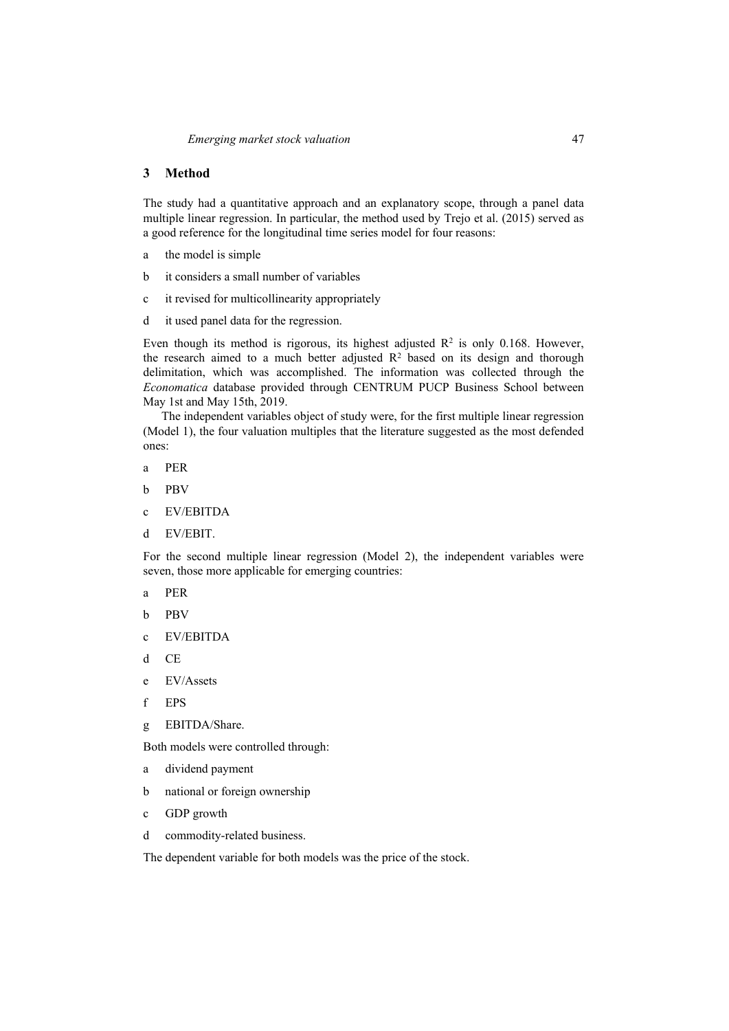## 3 Method

The study had a quantitative approach and an explanatory scope, through a panel data multiple linear regression. In particular, the method used by Trejo et al. (2015) served as a good reference for the longitudinal time series model for four reasons:

a the model is simple

b it considers a small number of variables

c it revised for multicollinearity appropriately

d it used panel data for the regression.

Even though its method is rigorous, its highest adjusted $R^2$ is only 0.168. However, the research aimed to a much better adjusted $R^2$ based on its design and thorough delimitation, which was accomplished. The information was collected through the *Economatica* database provided through CENTRUM PUCP Business School between May 1st and May 15th, 2019.

The independent variables object of study were, for the first multiple linear regression (Model 1), the four valuation multiples that the literature suggested as the most defended ones:

a PER

b PBV

c EV/EBITDA

d EV/EBIT.

For the second multiple linear regression (Model 2), the independent variables were seven, those more applicable for emerging countries:

a PER

b PBV

c EV/EBITDA

d CE

e EV/Assets

f EPS

g EBITDA/Share.

Both models were controlled through:

a dividend payment

b national or foreign ownership

c GDP growth

d commodity-related business.

The dependent variable for both models was the price of the stock.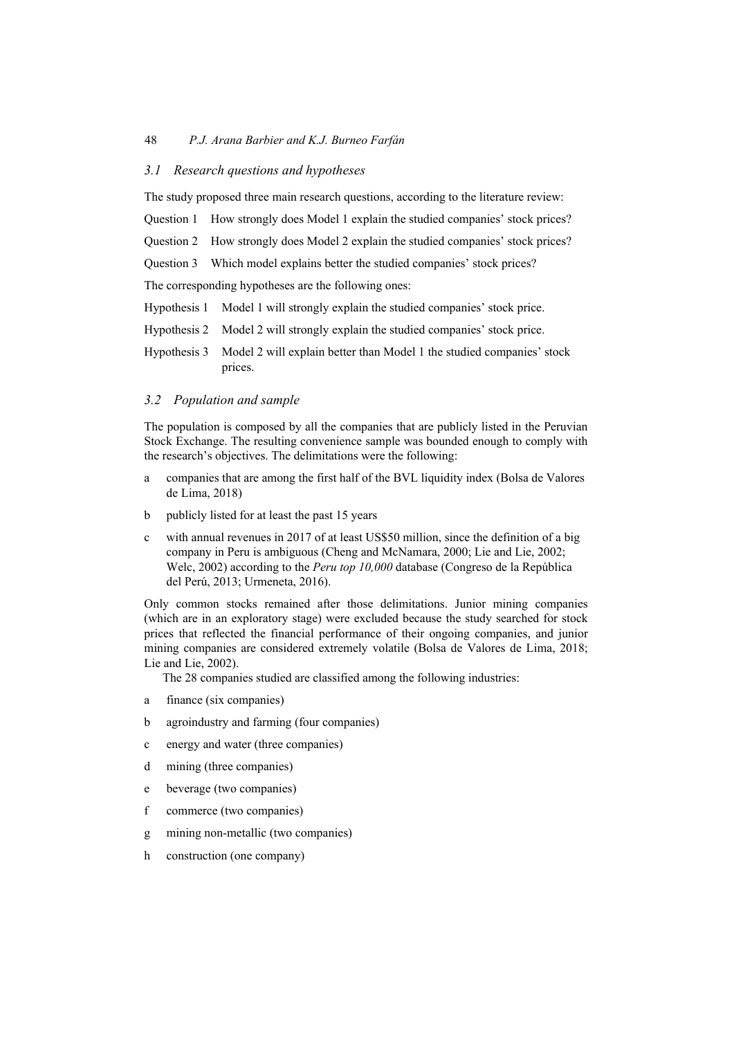### 3.1 Research questions and hypotheses

The study proposed three main research questions, according to the literature review:

Question 1 How strongly does Model 1 explain the studied companies' stock prices?

Question 2 How strongly does Model 2 explain the studied companies' stock prices?

Question 3 Which model explains better the studied companies' stock prices?

The corresponding hypotheses are the following ones:

Hypothesis 1 Model 1 will strongly explain the studied companies' stock price.

Hypothesis 2 Model 2 will strongly explain the studied companies' stock price.

Hypothesis 3 Model 2 will explain better than Model 1 the studied companies' stock prices.

### 3.2 Population and sample

The population is composed by all the companies that are publicly listed in the Peruvian Stock Exchange. The resulting convenience sample was bounded enough to comply with the research's objectives. The delimitations were the following:

a companies that are among the first half of the BVL liquidity index (Bolsa de Valores de Lima, 2018)

b publicly listed for at least the past 15 years

c with annual revenues in 2017 of at least US$50 million, since the definition of a big company in Peru is ambiguous (Cheng and McNamara, 2000; Lie and Lie, 2002; Welc, 2002) according to the *Peru top 10,000* database (Congreso de la República del Perú, 2013; Urmeneta, 2016).

Only common stocks remained after those delimitations. Junior mining companies (which are in an exploratory stage) were excluded because the study searched for stock prices that reflected the financial performance of their ongoing companies, and junior mining companies are considered extremely volatile (Bolsa de Valores de Lima, 2018; Lie and Lie, 2002).

The 28 companies studied are classified among the following industries:

a finance (six companies)

b agroindustry and farming (four companies)

c energy and water (three companies)

d mining (three companies)

e beverage (two companies)

f commerce (two companies)

g mining non-metallic (two companies)

h construction (one company)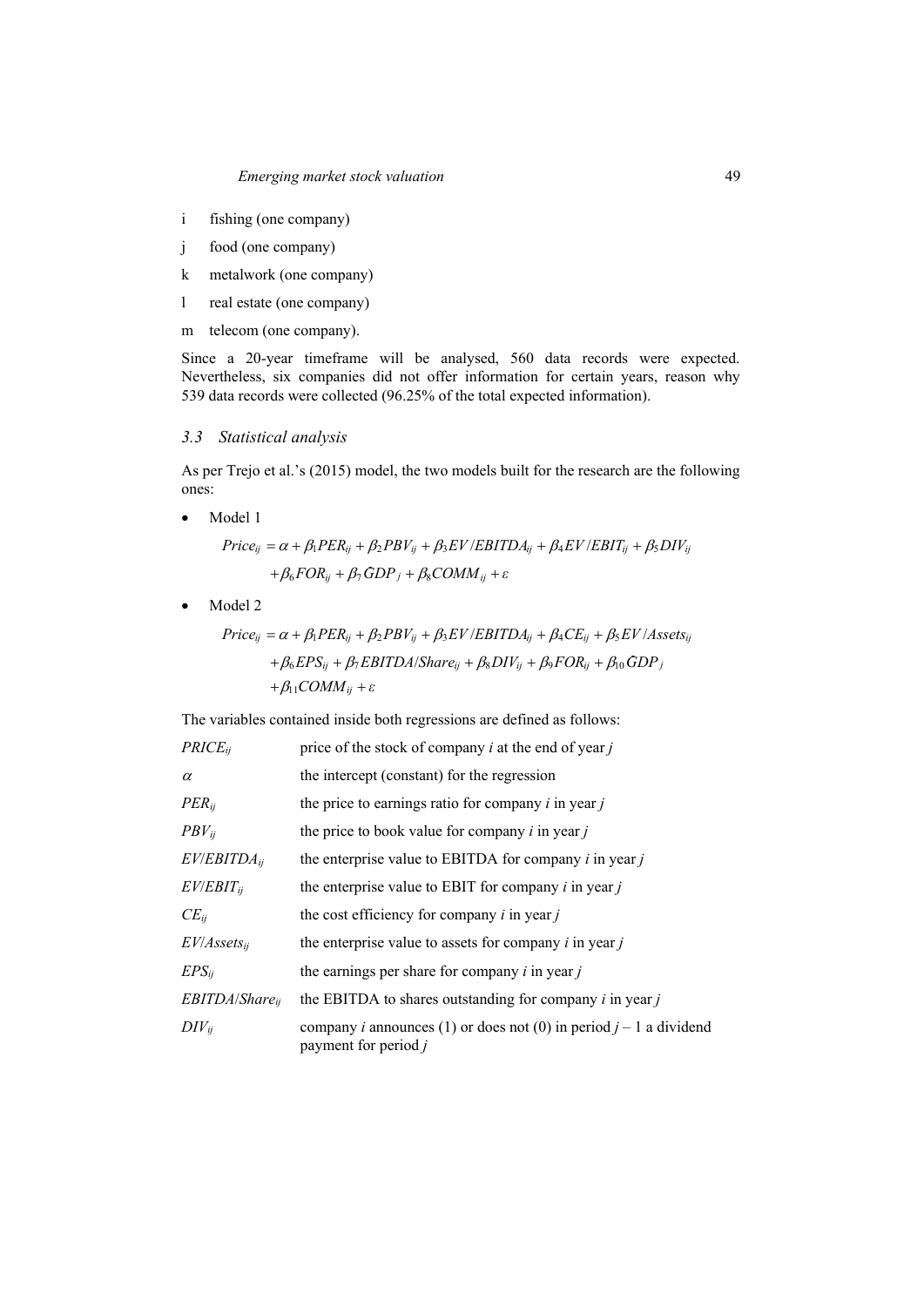i fishing (one company)

j food (one company)

k metalwork (one company)

l real estate (one company)

m telecom (one company).

Since a 20-year timeframe will be analysed, 560 data records were expected. Nevertheless, six companies did not offer information for certain years, reason why 539 data records were collected (96.25% of the total expected information).

### *3.3 Statistical analysis*

As per Trejo et al.'s (2015) model, the two models built for the research are the following ones:

- Model 1

$$Price_{ij} = \alpha + \beta_1 PER_{ij} + \beta_2 PBV_{ij} + \beta_3 EV/EBITDA_{ij} + \beta_4 EV/EBIT_{ij} + \beta_5 DIV_{ij} + \beta_6 FOR_{ij} + \beta_7 \bar{G}DP_j + \beta_8 COMM_{ij} + \varepsilon$$

- Model 2

$$Price_{ij} = \alpha + \beta_1 PER_{ij} + \beta_2 PBV_{ij} + \beta_3 EV/EBITDA_{ij} + \beta_4 CE_{ij} + \beta_5 EV/Assets_{ij} + \beta_6 EPS_{ij} + \beta_7 EBITDA/Share_{ij} + \beta_8 DIV_{ij} + \beta_9 FOR_{ij} + \beta_{10} \bar{G}DP_j + \beta_{11} COMM_{ij} + \varepsilon$$

The variables contained inside both regressions are defined as follows:

| | |
|---|---|
| $PRICE_{ij}$ | price of the stock of company *i* at the end of year *j* |
| $\alpha$ | the intercept (constant) for the regression |
| $PER_{ij}$ | the price to earnings ratio for company *i* in year *j* |
| $PBV_{ij}$ | the price to book value for company *i* in year *j* |
| $EV/EBITDA_{ij}$ | the enterprise value to EBITDA for company *i* in year *j* |
| $EV/EBIT_{ij}$ | the enterprise value to EBIT for company *i* in year *j* |
| $CE_{ij}$ | the cost efficiency for company *i* in year *j* |
| $EV/Assets_{ij}$ | the enterprise value to assets for company *i* in year *j* |
| $EPS_{ij}$ | the earnings per share for company *i* in year *j* |
| $EBITDA/Share_{ij}$ | the EBITDA to shares outstanding for company *i* in year *j* |
| $DIV_{ij}$ | company *i* announces (1) or does not (0) in period $j - 1$ a dividend payment for period *j* |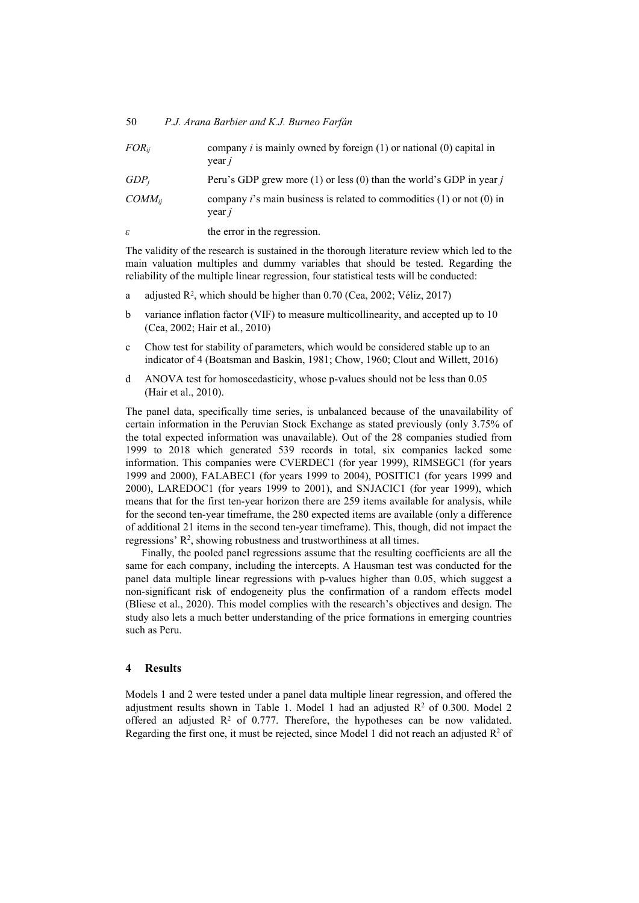| | |
|---|---|
| $FOR_{ij}$ | company *i* is mainly owned by foreign (1) or national (0) capital in year *j* |
| $GDP_j$ | Peru's GDP grew more (1) or less (0) than the world's GDP in year *j* |
| $COMM_{ij}$ | company *i*'s main business is related to commodities (1) or not (0) in year *j* |
| $\varepsilon$ | the error in the regression. |

The validity of the research is sustained in the thorough literature review which led to the main valuation multiples and dummy variables that should be tested. Regarding the reliability of the multiple linear regression, four statistical tests will be conducted:

a adjusted $R^2$, which should be higher than 0.70 (Cea, 2002; Véliz, 2017)

b variance inflation factor (VIF) to measure multicollinearity, and accepted up to 10 (Cea, 2002; Hair et al., 2010)

c Chow test for stability of parameters, which would be considered stable up to an indicator of 4 (Boatsman and Baskin, 1981; Chow, 1960; Clout and Willett, 2016)

d ANOVA test for homoscedasticity, whose p-values should not be less than 0.05 (Hair et al., 2010).

The panel data, specifically time series, is unbalanced because of the unavailability of certain information in the Peruvian Stock Exchange as stated previously (only 3.75% of the total expected information was unavailable). Out of the 28 companies studied from 1999 to 2018 which generated 539 records in total, six companies lacked some information. This companies were CVERDEC1 (for year 1999), RIMSEGC1 (for years 1999 and 2000), FALABEC1 (for years 1999 to 2004), POSITIC1 (for years 1999 and 2000), LAREDOC1 (for years 1999 to 2001), and SNJACIC1 (for year 1999), which means that for the first ten-year horizon there are 259 items available for analysis, while for the second ten-year timeframe, the 280 expected items are available (only a difference of additional 21 items in the second ten-year timeframe). This, though, did not impact the regressions' $R^2$, showing robustness and trustworthiness at all times.

Finally, the pooled panel regressions assume that the resulting coefficients are all the same for each company, including the intercepts. A Hausman test was conducted for the panel data multiple linear regressions with p-values higher than 0.05, which suggest a non-significant risk of endogeneity plus the confirmation of a random effects model (Bliese et al., 2020). This model complies with the research's objectives and design. The study also lets a much better understanding of the price formations in emerging countries such as Peru.

## 4 Results

Models 1 and 2 were tested under a panel data multiple linear regression, and offered the adjustment results shown in Table 1. Model 1 had an adjusted $R^2$ of 0.300. Model 2 offered an adjusted $R^2$ of 0.777. Therefore, the hypotheses can be now validated. Regarding the first one, it must be rejected, since Model 1 did not reach an adjusted $R^2$ of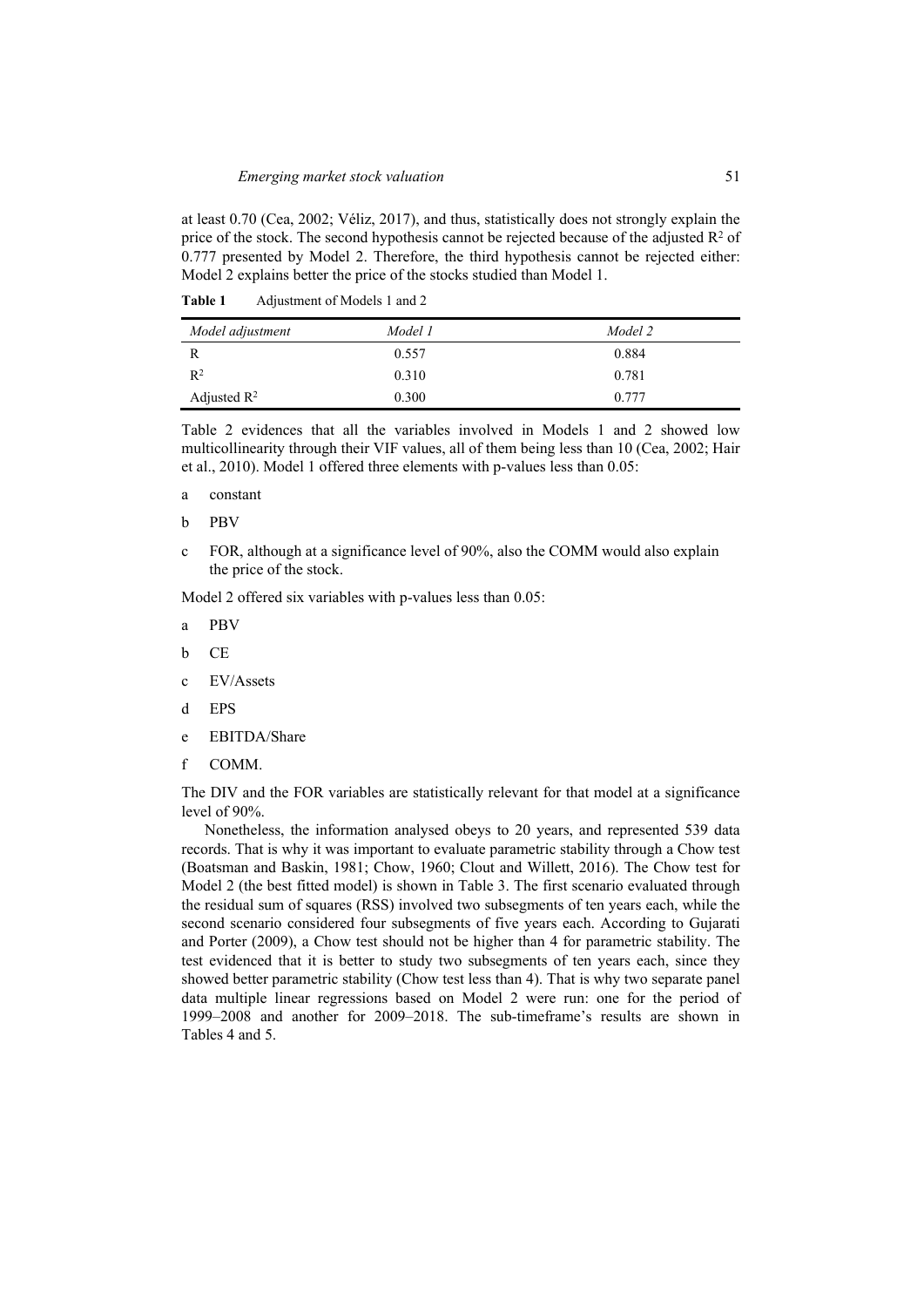at least 0.70 (Cea, 2002; Véliz, 2017), and thus, statistically does not strongly explain the price of the stock. The second hypothesis cannot be rejected because of the adjusted $R^2$ of 0.777 presented by Model 2. Therefore, the third hypothesis cannot be rejected either: Model 2 explains better the price of the stocks studied than Model 1.

**Table 1** Adjustment of Models 1 and 2

| *Model adjustment* | *Model 1* | *Model 2* |
|---|---|---|
| R | 0.557 | 0.884 |
| $R^2$ | 0.310 | 0.781 |
| Adjusted $R^2$ | 0.300 | 0.777 |

Table 2 evidences that all the variables involved in Models 1 and 2 showed low multicollinearity through their VIF values, all of them being less than 10 (Cea, 2002; Hair et al., 2010). Model 1 offered three elements with p-values less than 0.05:

a constant

b PBV

c FOR, although at a significance level of 90%, also the COMM would also explain the price of the stock.

Model 2 offered six variables with p-values less than 0.05:

a PBV

b CE

c EV/Assets

d EPS

e EBITDA/Share

f COMM.

The DIV and the FOR variables are statistically relevant for that model at a significance level of 90%.

Nonetheless, the information analysed obeys to 20 years, and represented 539 data records. That is why it was important to evaluate parametric stability through a Chow test (Boatsman and Baskin, 1981; Chow, 1960; Clout and Willett, 2016). The Chow test for Model 2 (the best fitted model) is shown in Table 3. The first scenario evaluated through the residual sum of squares (RSS) involved two subsegments of ten years each, while the second scenario considered four subsegments of five years each. According to Gujarati and Porter (2009), a Chow test should not be higher than 4 for parametric stability. The test evidenced that it is better to study two subsegments of ten years each, since they showed better parametric stability (Chow test less than 4). That is why two separate panel data multiple linear regressions based on Model 2 were run: one for the period of 1999–2008 and another for 2009–2018. The sub-timeframe's results are shown in Tables 4 and 5.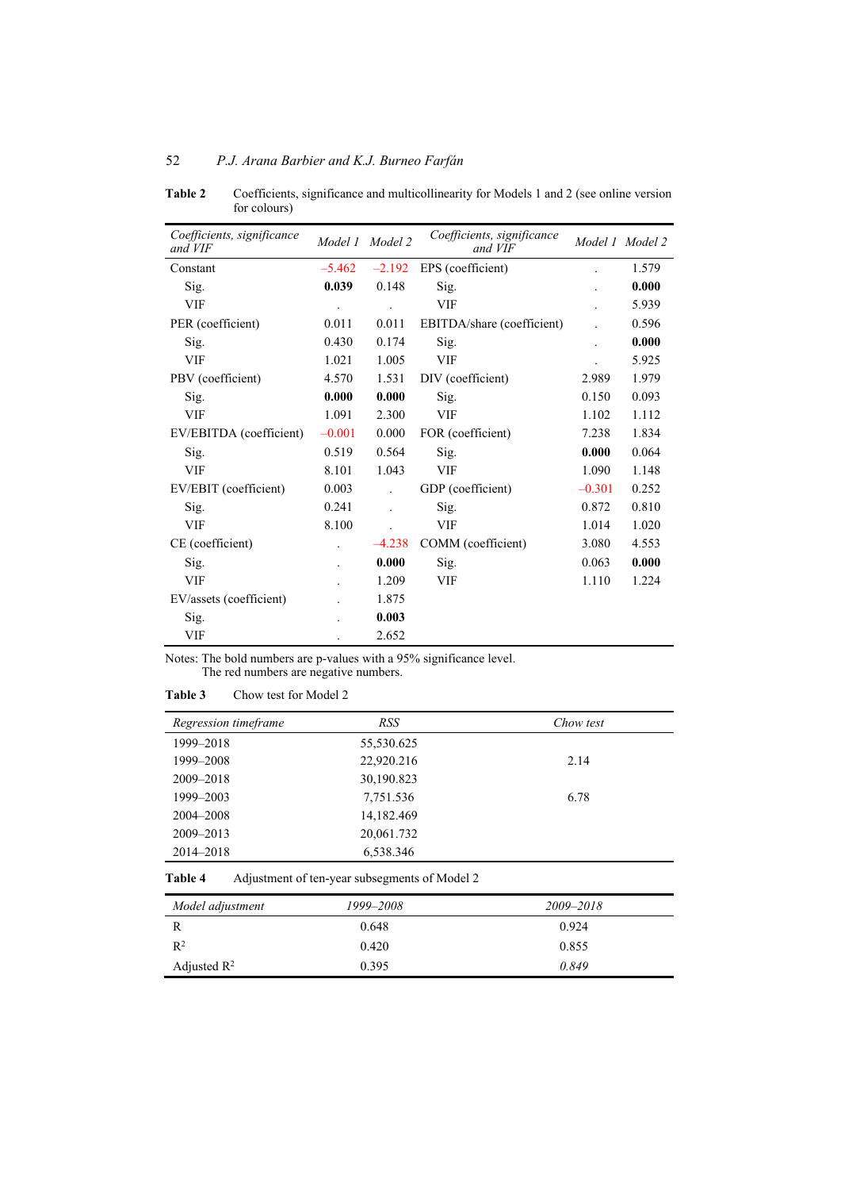**Table 2** Coefficients, significance and multicollinearity for Models 1 and 2 (see online version for colours)

| *Coefficients, significance and VIF* | *Model 1* | *Model 2* | *Coefficients, significance and VIF* | *Model 1* | *Model 2* |
|---|---|---|---|---|---|
| Constant | –5.462 | –2.192 | EPS (coefficient) | . | 1.579 |
| Sig. | **0.039** | 0.148 | Sig. | . | **0.000** |
| VIF | . | . | VIF | . | 5.939 |
| PER (coefficient) | 0.011 | 0.011 | EBITDA/share (coefficient) | . | 0.596 |
| Sig. | 0.430 | 0.174 | Sig. | . | **0.000** |
| VIF | 1.021 | 1.005 | VIF | . | 5.925 |
| PBV (coefficient) | 4.570 | 1.531 | DIV (coefficient) | 2.989 | 1.979 |
| Sig. | **0.000** | **0.000** | Sig. | 0.150 | 0.093 |
| VIF | 1.091 | 2.300 | VIF | 1.102 | 1.112 |
| EV/EBITDA (coefficient) | –0.001 | 0.000 | FOR (coefficient) | 7.238 | 1.834 |
| Sig. | 0.519 | 0.564 | Sig. | **0.000** | 0.064 |
| VIF | 8.101 | 1.043 | VIF | 1.090 | 1.148 |
| EV/EBIT (coefficient) | 0.003 | . | GDP (coefficient) | –0.301 | 0.252 |
| Sig. | 0.241 | . | Sig. | 0.872 | 0.810 |
| VIF | 8.100 | . | VIF | 1.014 | 1.020 |
| CE (coefficient) | . | –4.238 | COMM (coefficient) | 3.080 | 4.553 |
| Sig. | . | **0.000** | Sig. | 0.063 | **0.000** |
| VIF | . | 1.209 | VIF | 1.110 | 1.224 |
| EV/assets (coefficient) | . | 1.875 | | | |
| Sig. | . | **0.003** | | | |
| VIF | . | 2.652 | | | |

Notes: The bold numbers are p-values with a 95% significance level.
The red numbers are negative numbers.

**Table 3** Chow test for Model 2

| *Regression timeframe* | *RSS* | *Chow test* |
|---|---|---|
| 1999–2018 | 55,530.625 | |
| 1999–2008 | 22,920.216 | 2.14 |
| 2009–2018 | 30,190.823 | |
| 1999–2003 | 7,751.536 | 6.78 |
| 2004–2008 | 14,182.469 | |
| 2009–2013 | 20,061.732 | |
| 2014–2018 | 6,538.346 | |

**Table 4** Adjustment of ten-year subsegments of Model 2

| *Model adjustment* | *1999–2008* | *2009–2018* |
|---|---|---|
| R | 0.648 | 0.924 |
| $R^2$ | 0.420 | 0.855 |
| Adjusted $R^2$ | 0.395 | *0.849* |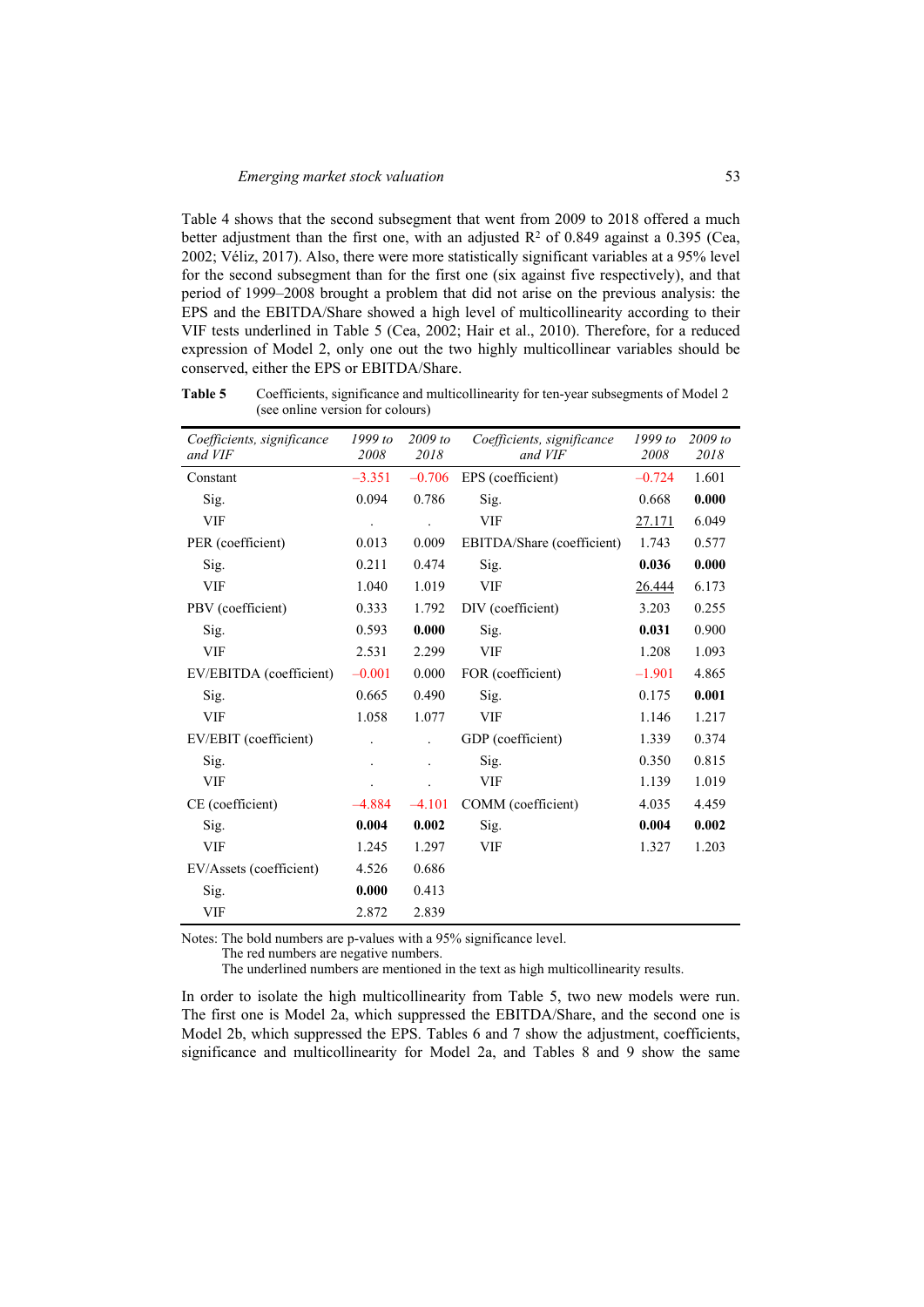Table 4 shows that the second subsegment that went from 2009 to 2018 offered a much better adjustment than the first one, with an adjusted $R^2$ of 0.849 against a 0.395 (Cea, 2002; Véliz, 2017). Also, there were more statistically significant variables at a 95% level for the second subsegment than for the first one (six against five respectively), and that period of 1999–2008 brought a problem that did not arise on the previous analysis: the EPS and the EBITDA/Share showed a high level of multicollinearity according to their VIF tests underlined in Table 5 (Cea, 2002; Hair et al., 2010). Therefore, for a reduced expression of Model 2, only one out the two highly multicollinear variables should be conserved, either the EPS or EBITDA/Share.

**Table 5** Coefficients, significance and multicollinearity for ten-year subsegments of Model 2 (see online version for colours)

| *Coefficients, significance and VIF* | *1999 to 2008* | *2009 to 2018* | *Coefficients, significance and VIF* | *1999 to 2008* | *2009 to 2018* |
|---|---|---|---|---|---|
| Constant | –3.351 | –0.706 | EPS (coefficient) | –0.724 | 1.601 |
| Sig. | 0.094 | 0.786 | Sig. | 0.668 | **0.000** |
| VIF | . | . | VIF | <u>27.171</u> | 6.049 |
| PER (coefficient) | 0.013 | 0.009 | EBITDA/Share (coefficient) | 1.743 | 0.577 |
| Sig. | 0.211 | 0.474 | Sig. | **0.036** | **0.000** |
| VIF | 1.040 | 1.019 | VIF | <u>26.444</u> | 6.173 |
| PBV (coefficient) | 0.333 | 1.792 | DIV (coefficient) | 3.203 | 0.255 |
| Sig. | 0.593 | **0.000** | Sig. | **0.031** | 0.900 |
| VIF | 2.531 | 2.299 | VIF | 1.208 | 1.093 |
| EV/EBITDA (coefficient) | –0.001 | 0.000 | FOR (coefficient) | –1.901 | 4.865 |
| Sig. | 0.665 | 0.490 | Sig. | 0.175 | **0.001** |
| VIF | 1.058 | 1.077 | VIF | 1.146 | 1.217 |
| EV/EBIT (coefficient) | . | . | GDP (coefficient) | 1.339 | 0.374 |
| Sig. | . | . | Sig. | 0.350 | 0.815 |
| VIF | . | . | VIF | 1.139 | 1.019 |
| CE (coefficient) | –4.884 | –4.101 | COMM (coefficient) | 4.035 | 4.459 |
| Sig. | **0.004** | **0.002** | Sig. | **0.004** | **0.002** |
| VIF | 1.245 | 1.297 | VIF | 1.327 | 1.203 |
| EV/Assets (coefficient) | 4.526 | 0.686 | | | |
| Sig. | **0.000** | 0.413 | | | |
| VIF | 2.872 | 2.839 | | | |

Notes: The bold numbers are p-values with a 95% significance level.
The red numbers are negative numbers.
The underlined numbers are mentioned in the text as high multicollinearity results.

In order to isolate the high multicollinearity from Table 5, two new models were run. The first one is Model 2a, which suppressed the EBITDA/Share, and the second one is Model 2b, which suppressed the EPS. Tables 6 and 7 show the adjustment, coefficients, significance and multicollinearity for Model 2a, and Tables 8 and 9 show the same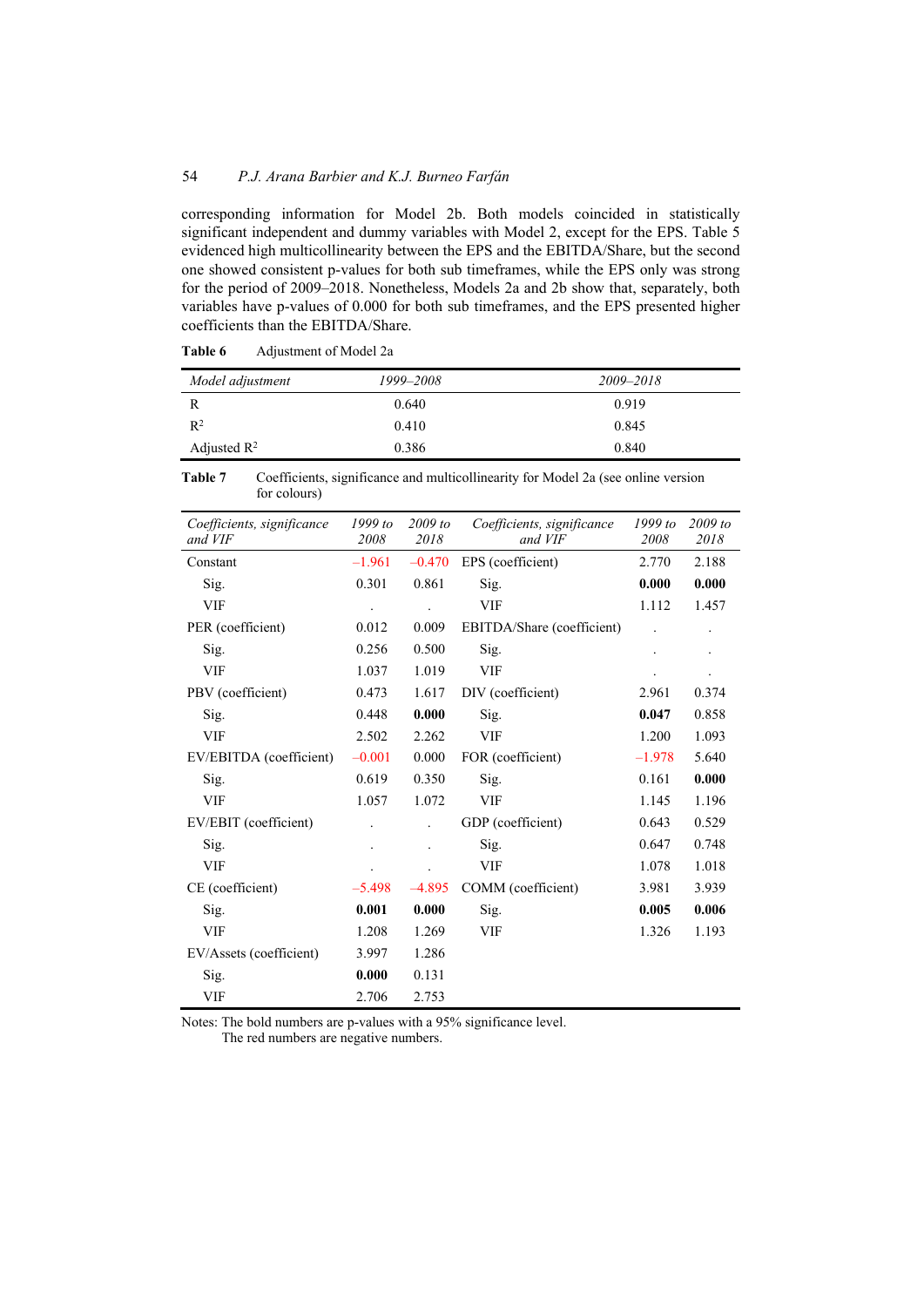corresponding information for Model 2b. Both models coincided in statistically significant independent and dummy variables with Model 2, except for the EPS. Table 5 evidenced high multicollinearity between the EPS and the EBITDA/Share, but the second one showed consistent p-values for both sub timeframes, while the EPS only was strong for the period of 2009–2018. Nonetheless, Models 2a and 2b show that, separately, both variables have p-values of 0.000 for both sub timeframes, and the EPS presented higher coefficients than the EBITDA/Share.

**Table 6** Adjustment of Model 2a

| *Model adjustment* | *1999–2008* | *2009–2018* |
|---|---|---|
| R | 0.640 | 0.919 |
| $R^2$ | 0.410 | 0.845 |
| Adjusted $R^2$ | 0.386 | 0.840 |

**Table 7** Coefficients, significance and multicollinearity for Model 2a (see online version for colours)

| *Coefficients, significance and VIF* | *1999 to 2008* | *2009 to 2018* | *Coefficients, significance and VIF* | *1999 to 2008* | *2009 to 2018* |
|---|---|---|---|---|---|
| Constant | –1.961 | –0.470 | EPS (coefficient) | 2.770 | 2.188 |
| Sig. | 0.301 | 0.861 | Sig. | **0.000** | **0.000** |
| VIF | . | . | VIF | 1.112 | 1.457 |
| PER (coefficient) | 0.012 | 0.009 | EBITDA/Share (coefficient) | . | . |
| Sig. | 0.256 | 0.500 | Sig. | . | . |
| VIF | 1.037 | 1.019 | VIF | . | . |
| PBV (coefficient) | 0.473 | 1.617 | DIV (coefficient) | 2.961 | 0.374 |
| Sig. | 0.448 | **0.000** | Sig. | **0.047** | 0.858 |
| VIF | 2.502 | 2.262 | VIF | 1.200 | 1.093 |
| EV/EBITDA (coefficient) | –0.001 | 0.000 | FOR (coefficient) | –1.978 | 5.640 |
| Sig. | 0.619 | 0.350 | Sig. | 0.161 | **0.000** |
| VIF | 1.057 | 1.072 | VIF | 1.145 | 1.196 |
| EV/EBIT (coefficient) | . | . | GDP (coefficient) | 0.643 | 0.529 |
| Sig. | . | . | Sig. | 0.647 | 0.748 |
| VIF | . | . | VIF | 1.078 | 1.018 |
| CE (coefficient) | –5.498 | –4.895 | COMM (coefficient) | 3.981 | 3.939 |
| Sig. | **0.001** | **0.000** | Sig. | **0.005** | **0.006** |
| VIF | 1.208 | 1.269 | VIF | 1.326 | 1.193 |
| EV/Assets (coefficient) | 3.997 | 1.286 | | | |
| Sig. | **0.000** | 0.131 | | | |
| VIF | 2.706 | 2.753 | | | |

Notes: The bold numbers are p-values with a 95% significance level.
The red numbers are negative numbers.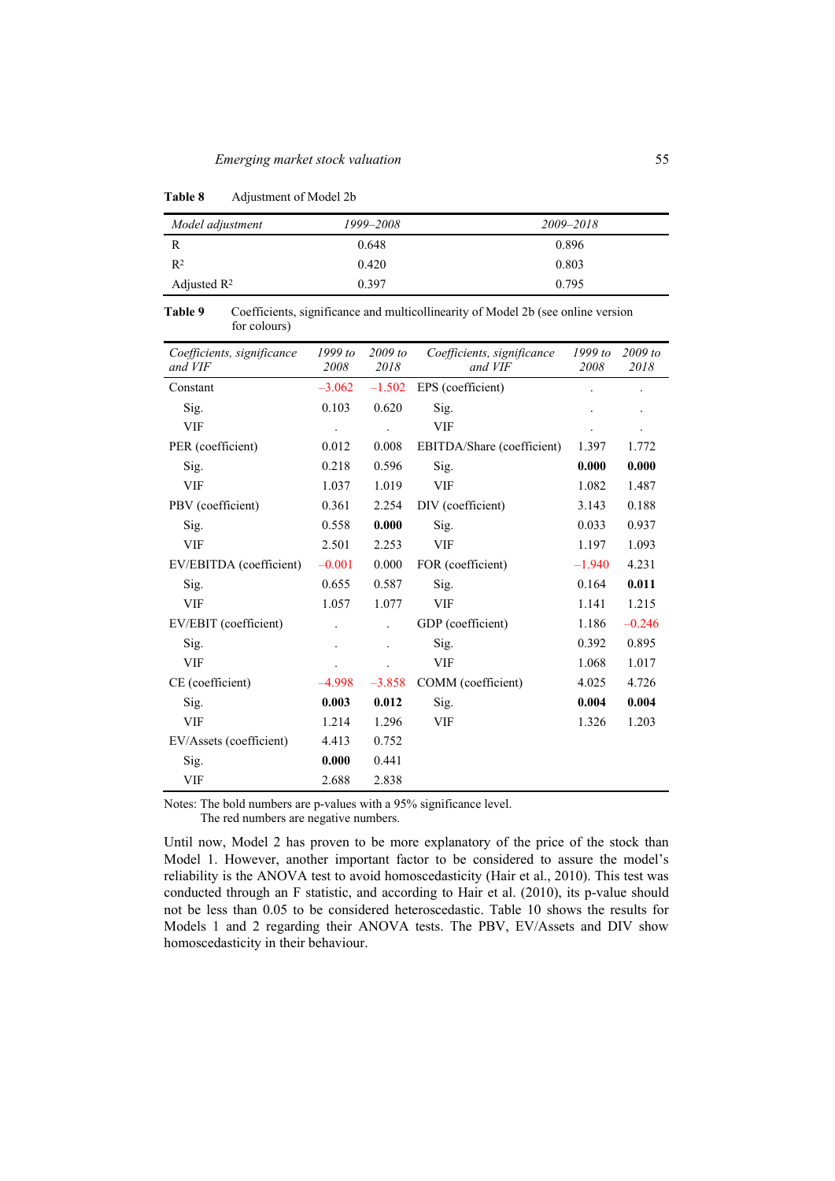**Table 8** Adjustment of Model 2b

| *Model adjustment* | *1999–2008* | *2009–2018* |
|---|---|---|
| R | 0.648 | 0.896 |
| $R^2$ | 0.420 | 0.803 |
| Adjusted $R^2$ | 0.397 | 0.795 |

**Table 9** Coefficients, significance and multicollinearity of Model 2b (see online version for colours)

| *Coefficients, significance and VIF* | *1999 to 2008* | *2009 to 2018* | *Coefficients, significance and VIF* | *1999 to 2008* | *2009 to 2018* |
|---|---|---|---|---|---|
| Constant | –3.062 | –1.502 | EPS (coefficient) | . | . |
| Sig. | 0.103 | 0.620 | Sig. | . | . |
| VIF | . | . | VIF | . | . |
| PER (coefficient) | 0.012 | 0.008 | EBITDA/Share (coefficient) | 1.397 | 1.772 |
| Sig. | 0.218 | 0.596 | Sig. | **0.000** | **0.000** |
| VIF | 1.037 | 1.019 | VIF | 1.082 | 1.487 |
| PBV (coefficient) | 0.361 | 2.254 | DIV (coefficient) | 3.143 | 0.188 |
| Sig. | 0.558 | **0.000** | Sig. | 0.033 | 0.937 |
| VIF | 2.501 | 2.253 | VIF | 1.197 | 1.093 |
| EV/EBITDA (coefficient) | –0.001 | 0.000 | FOR (coefficient) | –1.940 | 4.231 |
| Sig. | 0.655 | 0.587 | Sig. | 0.164 | **0.011** |
| VIF | 1.057 | 1.077 | VIF | 1.141 | 1.215 |
| EV/EBIT (coefficient) | . | . | GDP (coefficient) | 1.186 | –0.246 |
| Sig. | . | . | Sig. | 0.392 | 0.895 |
| VIF | . | . | VIF | 1.068 | 1.017 |
| CE (coefficient) | –4.998 | –3.858 | COMM (coefficient) | 4.025 | 4.726 |
| Sig. | **0.003** | **0.012** | Sig. | **0.004** | **0.004** |
| VIF | 1.214 | 1.296 | VIF | 1.326 | 1.203 |
| EV/Assets (coefficient) | 4.413 | 0.752 | | | |
| Sig. | **0.000** | 0.441 | | | |
| VIF | 2.688 | 2.838 | | | |

Notes: The bold numbers are p-values with a 95% significance level.
The red numbers are negative numbers.

Until now, Model 2 has proven to be more explanatory of the price of the stock than Model 1. However, another important factor to be considered to assure the model's reliability is the ANOVA test to avoid homoscedasticity (Hair et al., 2010). This test was conducted through an F statistic, and according to Hair et al. (2010), its p-value should not be less than 0.05 to be considered heteroscedastic. Table 10 shows the results for Models 1 and 2 regarding their ANOVA tests. The PBV, EV/Assets and DIV show homoscedasticity in their behaviour.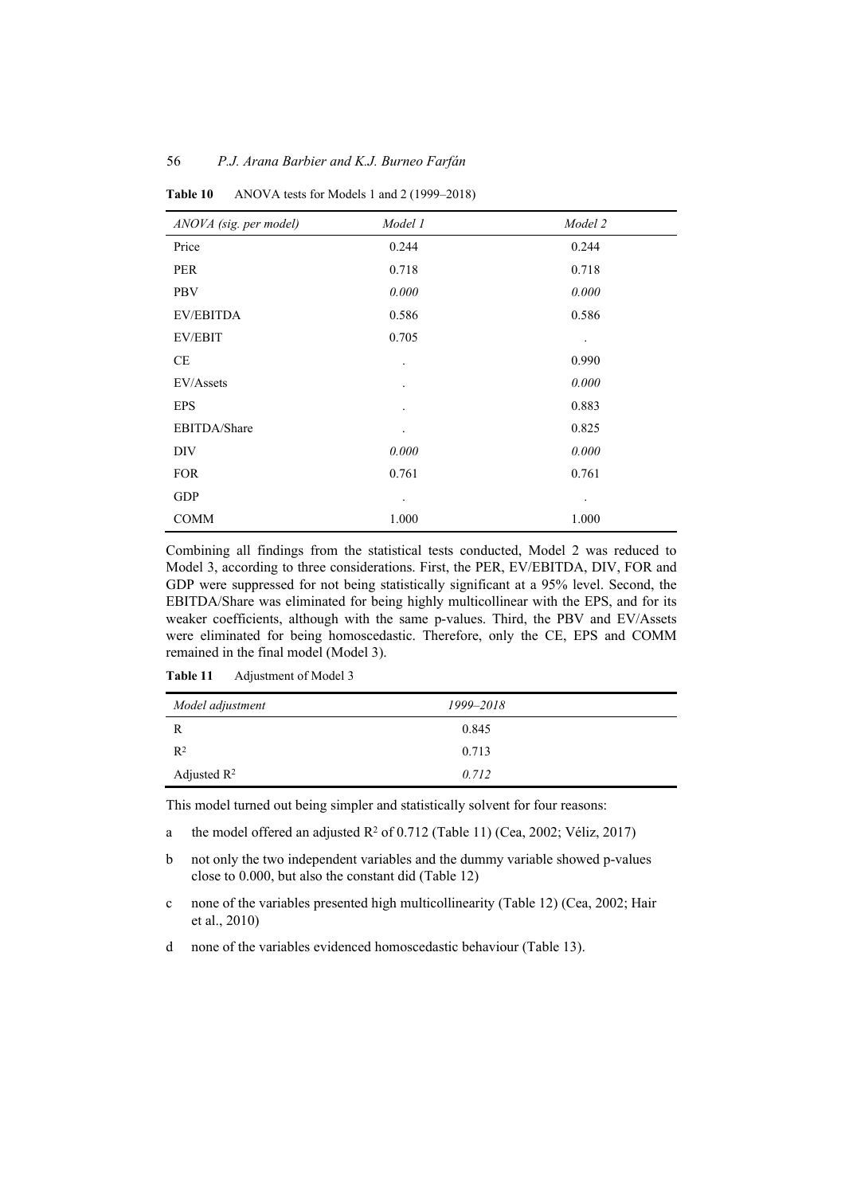**Table 10** ANOVA tests for Models 1 and 2 (1999–2018)

| *ANOVA (sig. per model)* | *Model 1* | *Model 2* |
|---|---|---|
| Price | 0.244 | 0.244 |
| PER | 0.718 | 0.718 |
| PBV | *0.000* | *0.000* |
| EV/EBITDA | 0.586 | 0.586 |
| EV/EBIT | 0.705 | . |
| CE | . | 0.990 |
| EV/Assets | . | *0.000* |
| EPS | . | 0.883 |
| EBITDA/Share | . | 0.825 |
| DIV | *0.000* | *0.000* |
| FOR | 0.761 | 0.761 |
| GDP | . | . |
| COMM | 1.000 | 1.000 |

Combining all findings from the statistical tests conducted, Model 2 was reduced to Model 3, according to three considerations. First, the PER, EV/EBITDA, DIV, FOR and GDP were suppressed for not being statistically significant at a 95% level. Second, the EBITDA/Share was eliminated for being highly multicollinear with the EPS, and for its weaker coefficients, although with the same p-values. Third, the PBV and EV/Assets were eliminated for being homoscedastic. Therefore, only the CE, EPS and COMM remained in the final model (Model 3).

**Table 11** Adjustment of Model 3

| *Model adjustment* | *1999–2018* |
|---|---|
| R | 0.845 |
| $R^2$ | 0.713 |
| Adjusted $R^2$ | *0.712* |

This model turned out being simpler and statistically solvent for four reasons:

a the model offered an adjusted $R^2$ of 0.712 (Table 11) (Cea, 2002; Véliz, 2017)

b not only the two independent variables and the dummy variable showed p-values close to 0.000, but also the constant did (Table 12)

c none of the variables presented high multicollinearity (Table 12) (Cea, 2002; Hair et al., 2010)

d none of the variables evidenced homoscedastic behaviour (Table 13).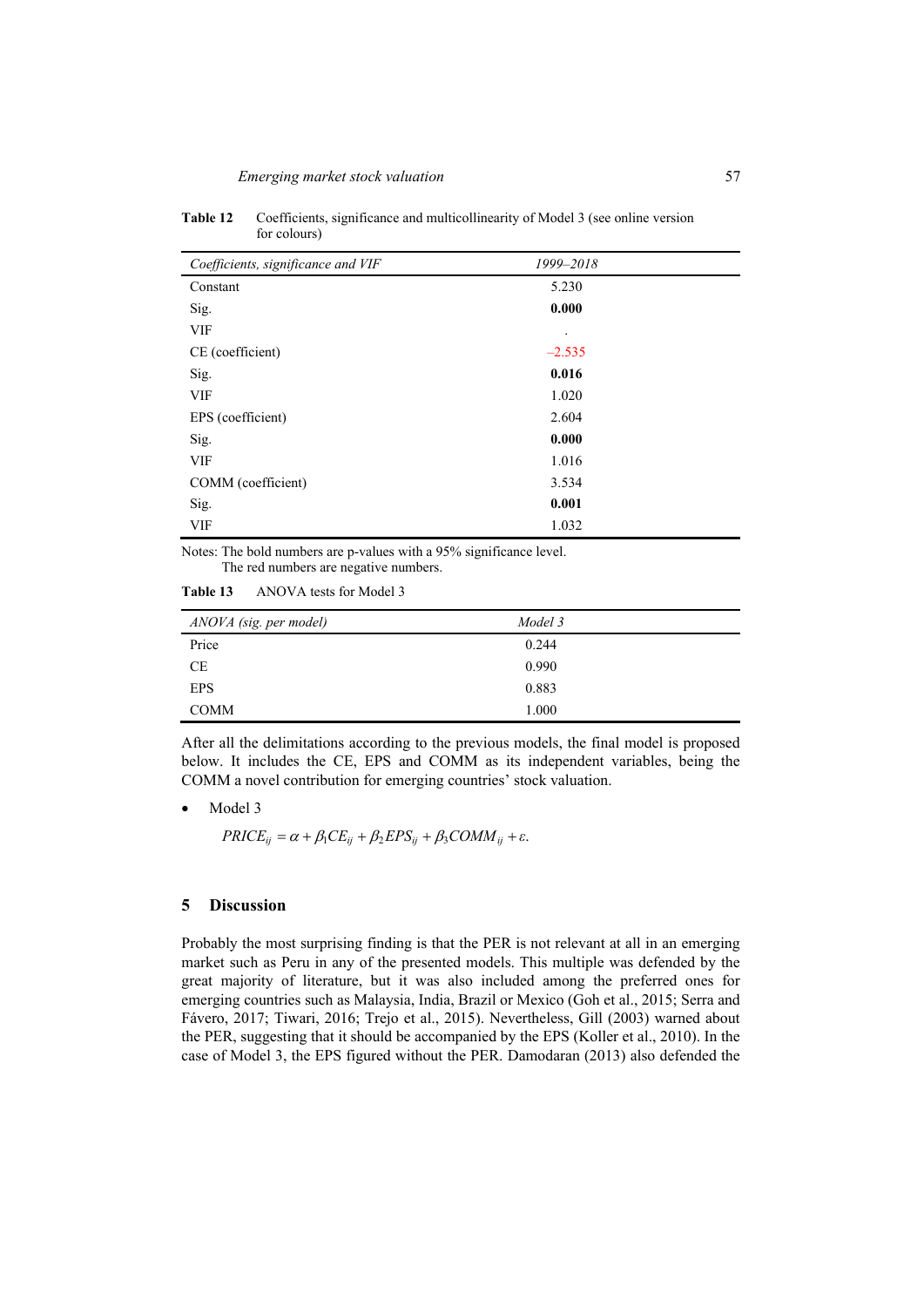**Table 12** Coefficients, significance and multicollinearity of Model 3 (see online version for colours)

| *Coefficients, significance and VIF* | *1999–2018* |
|---|---|
| Constant | 5.230 |
| Sig. | **0.000** |
| VIF | . |
| CE (coefficient) | –2.535 |
| Sig. | **0.016** |
| VIF | 1.020 |
| EPS (coefficient) | 2.604 |
| Sig. | **0.000** |
| VIF | 1.016 |
| COMM (coefficient) | 3.534 |
| Sig. | **0.001** |
| VIF | 1.032 |

Notes: The bold numbers are p-values with a 95% significance level.
The red numbers are negative numbers.

**Table 13** ANOVA tests for Model 3

| *ANOVA (sig. per model)* | *Model 3* |
|---|---|
| Price | 0.244 |
| CE | 0.990 |
| EPS | 0.883 |
| COMM | 1.000 |

After all the delimitations according to the previous models, the final model is proposed below. It includes the CE, EPS and COMM as its independent variables, being the COMM a novel contribution for emerging countries' stock valuation.

- Model 3

$$PRICE_{ij} = \alpha + \beta_1 CE_{ij} + \beta_2 EPS_{ij} + \beta_3 COMM_{ij} + \varepsilon.$$

## 5 Discussion

Probably the most surprising finding is that the PER is not relevant at all in an emerging market such as Peru in any of the presented models. This multiple was defended by the great majority of literature, but it was also included among the preferred ones for emerging countries such as Malaysia, India, Brazil or Mexico (Goh et al., 2015; Serra and Fávero, 2017; Tiwari, 2016; Trejo et al., 2015). Nevertheless, Gill (2003) warned about the PER, suggesting that it should be accompanied by the EPS (Koller et al., 2010). In the case of Model 3, the EPS figured without the PER. Damodaran (2013) also defended the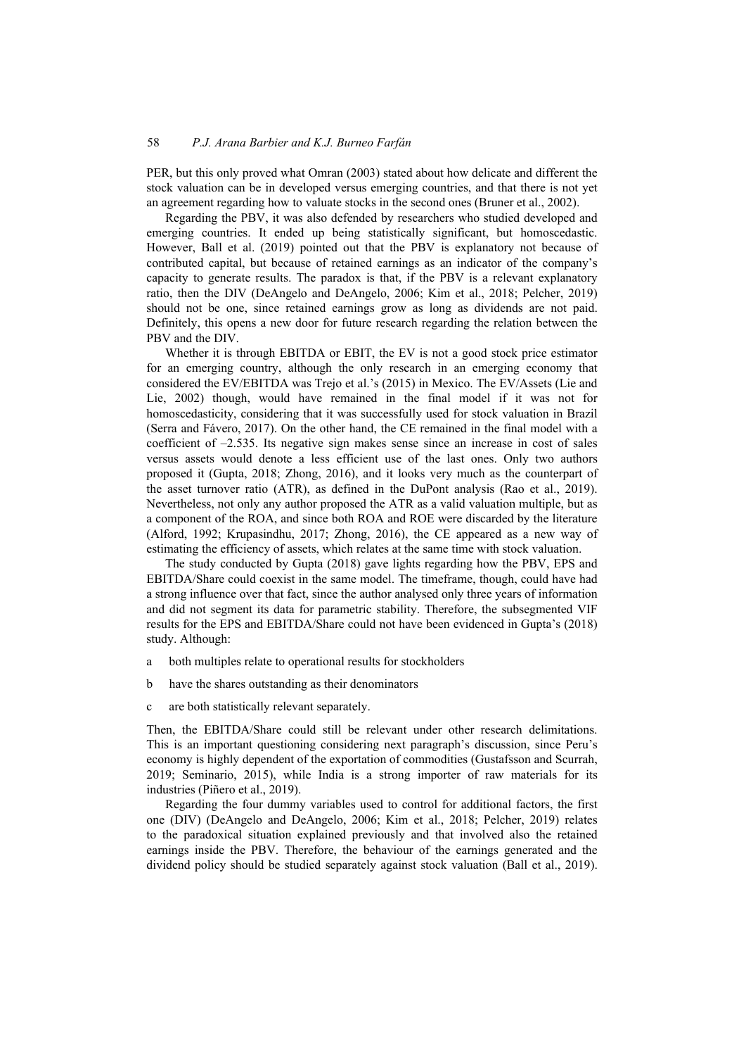PER, but this only proved what Omran (2003) stated about how delicate and different the stock valuation can be in developed versus emerging countries, and that there is not yet an agreement regarding how to valuate stocks in the second ones (Bruner et al., 2002).

Regarding the PBV, it was also defended by researchers who studied developed and emerging countries. It ended up being statistically significant, but homoscedastic. However, Ball et al. (2019) pointed out that the PBV is explanatory not because of contributed capital, but because of retained earnings as an indicator of the company's capacity to generate results. The paradox is that, if the PBV is a relevant explanatory ratio, then the DIV (DeAngelo and DeAngelo, 2006; Kim et al., 2018; Pelcher, 2019) should not be one, since retained earnings grow as long as dividends are not paid. Definitely, this opens a new door for future research regarding the relation between the PBV and the DIV.

Whether it is through EBITDA or EBIT, the EV is not a good stock price estimator for an emerging country, although the only research in an emerging economy that considered the EV/EBITDA was Trejo et al.'s (2015) in Mexico. The EV/Assets (Lie and Lie, 2002) though, would have remained in the final model if it was not for homoscedasticity, considering that it was successfully used for stock valuation in Brazil (Serra and Fávero, 2017). On the other hand, the CE remained in the final model with a coefficient of –2.535. Its negative sign makes sense since an increase in cost of sales versus assets would denote a less efficient use of the last ones. Only two authors proposed it (Gupta, 2018; Zhong, 2016), and it looks very much as the counterpart of the asset turnover ratio (ATR), as defined in the DuPont analysis (Rao et al., 2019). Nevertheless, not only any author proposed the ATR as a valid valuation multiple, but as a component of the ROA, and since both ROA and ROE were discarded by the literature (Alford, 1992; Krupasindhu, 2017; Zhong, 2016), the CE appeared as a new way of estimating the efficiency of assets, which relates at the same time with stock valuation.

The study conducted by Gupta (2018) gave lights regarding how the PBV, EPS and EBITDA/Share could coexist in the same model. The timeframe, though, could have had a strong influence over that fact, since the author analysed only three years of information and did not segment its data for parametric stability. Therefore, the subsegmented VIF results for the EPS and EBITDA/Share could not have been evidenced in Gupta's (2018) study. Although:

a both multiples relate to operational results for stockholders

b have the shares outstanding as their denominators

c are both statistically relevant separately.

Then, the EBITDA/Share could still be relevant under other research delimitations. This is an important questioning considering next paragraph's discussion, since Peru's economy is highly dependent of the exportation of commodities (Gustafsson and Scurrah, 2019; Seminario, 2015), while India is a strong importer of raw materials for its industries (Piñero et al., 2019).

Regarding the four dummy variables used to control for additional factors, the first one (DIV) (DeAngelo and DeAngelo, 2006; Kim et al., 2018; Pelcher, 2019) relates to the paradoxical situation explained previously and that involved also the retained earnings inside the PBV. Therefore, the behaviour of the earnings generated and the dividend policy should be studied separately against stock valuation (Ball et al., 2019).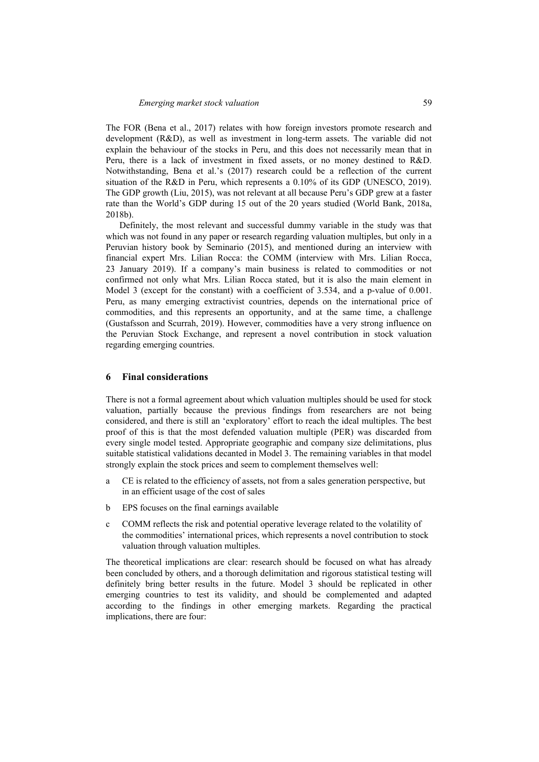The FOR (Bena et al., 2017) relates with how foreign investors promote research and development (R&D), as well as investment in long-term assets. The variable did not explain the behaviour of the stocks in Peru, and this does not necessarily mean that in Peru, there is a lack of investment in fixed assets, or no money destined to R&D. Notwithstanding, Bena et al.'s (2017) research could be a reflection of the current situation of the R&D in Peru, which represents a 0.10% of its GDP (UNESCO, 2019). The GDP growth (Liu, 2015), was not relevant at all because Peru's GDP grew at a faster rate than the World's GDP during 15 out of the 20 years studied (World Bank, 2018a, 2018b).

Definitely, the most relevant and successful dummy variable in the study was that which was not found in any paper or research regarding valuation multiples, but only in a Peruvian history book by Seminario (2015), and mentioned during an interview with financial expert Mrs. Lilian Rocca: the COMM (interview with Mrs. Lilian Rocca, 23 January 2019). If a company's main business is related to commodities or not confirmed not only what Mrs. Lilian Rocca stated, but it is also the main element in Model 3 (except for the constant) with a coefficient of 3.534, and a p-value of 0.001. Peru, as many emerging extractivist countries, depends on the international price of commodities, and this represents an opportunity, and at the same time, a challenge (Gustafsson and Scurrah, 2019). However, commodities have a very strong influence on the Peruvian Stock Exchange, and represent a novel contribution in stock valuation regarding emerging countries.

## 6 Final considerations

There is not a formal agreement about which valuation multiples should be used for stock valuation, partially because the previous findings from researchers are not being considered, and there is still an 'exploratory' effort to reach the ideal multiples. The best proof of this is that the most defended valuation multiple (PER) was discarded from every single model tested. Appropriate geographic and company size delimitations, plus suitable statistical validations decanted in Model 3. The remaining variables in that model strongly explain the stock prices and seem to complement themselves well:

a CE is related to the efficiency of assets, not from a sales generation perspective, but in an efficient usage of the cost of sales

b EPS focuses on the final earnings available

c COMM reflects the risk and potential operative leverage related to the volatility of the commodities' international prices, which represents a novel contribution to stock valuation through valuation multiples.

The theoretical implications are clear: research should be focused on what has already been concluded by others, and a thorough delimitation and rigorous statistical testing will definitely bring better results in the future. Model 3 should be replicated in other emerging countries to test its validity, and should be complemented and adapted according to the findings in other emerging markets. Regarding the practical implications, there are four: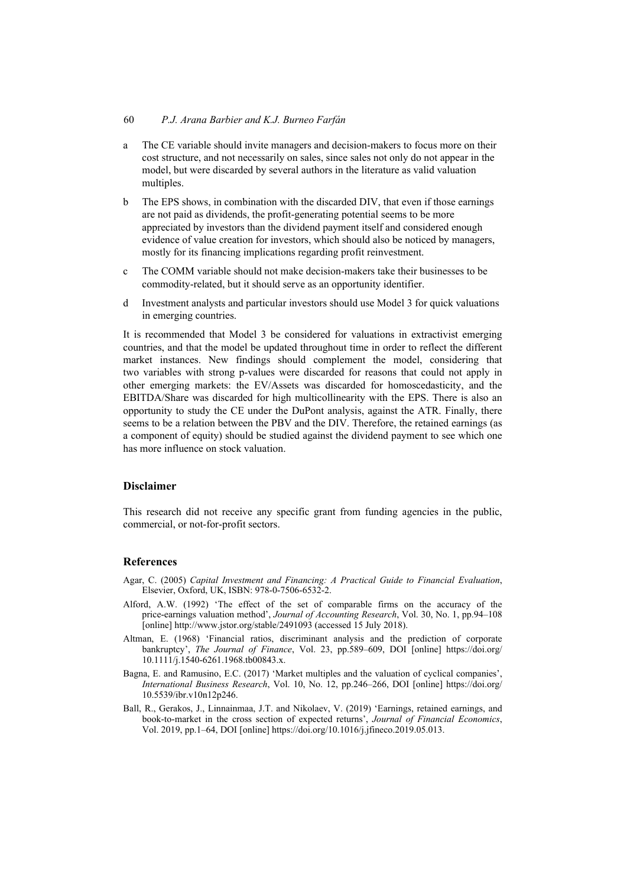a The CE variable should invite managers and decision-makers to focus more on their cost structure, and not necessarily on sales, since sales not only do not appear in the model, but were discarded by several authors in the literature as valid valuation multiples.

b The EPS shows, in combination with the discarded DIV, that even if those earnings are not paid as dividends, the profit-generating potential seems to be more appreciated by investors than the dividend payment itself and considered enough evidence of value creation for investors, which should also be noticed by managers, mostly for its financing implications regarding profit reinvestment.

c The COMM variable should not make decision-makers take their businesses to be commodity-related, but it should serve as an opportunity identifier.

d Investment analysts and particular investors should use Model 3 for quick valuations in emerging countries.

It is recommended that Model 3 be considered for valuations in extractivist emerging countries, and that the model be updated throughout time in order to reflect the different market instances. New findings should complement the model, considering that two variables with strong p-values were discarded for reasons that could not apply in other emerging markets: the EV/Assets was discarded for homoscedasticity, and the EBITDA/Share was discarded for high multicollinearity with the EPS. There is also an opportunity to study the CE under the DuPont analysis, against the ATR. Finally, there seems to be a relation between the PBV and the DIV. Therefore, the retained earnings (as a component of equity) should be studied against the dividend payment to see which one has more influence on stock valuation.

## Disclaimer

This research did not receive any specific grant from funding agencies in the public, commercial, or not-for-profit sectors.

## References

Agar, C. (2005) *Capital Investment and Financing: A Practical Guide to Financial Evaluation*, Elsevier, Oxford, UK, ISBN: 978-0-7506-6532-2.

Alford, A.W. (1992) 'The effect of the set of comparable firms on the accuracy of the price-earnings valuation method', *Journal of Accounting Research*, Vol. 30, No. 1, pp.94–108 [online] http://www.jstor.org/stable/2491093 (accessed 15 July 2018).

Altman, E. (1968) 'Financial ratios, discriminant analysis and the prediction of corporate bankruptcy', *The Journal of Finance*, Vol. 23, pp.589–609, DOI [online] https://doi.org/10.1111/j.1540-6261.1968.tb00843.x.

Bagna, E. and Ramusino, E.C. (2017) 'Market multiples and the valuation of cyclical companies', *International Business Research*, Vol. 10, No. 12, pp.246–266, DOI [online] https://doi.org/10.5539/ibr.v10n12p246.

Ball, R., Gerakos, J., Linnainmaa, J.T. and Nikolaev, V. (2019) 'Earnings, retained earnings, and book-to-market in the cross section of expected returns', *Journal of Financial Economics*, Vol. 2019, pp.1–64, DOI [online] https://doi.org/10.1016/j.jfineco.2019.05.013.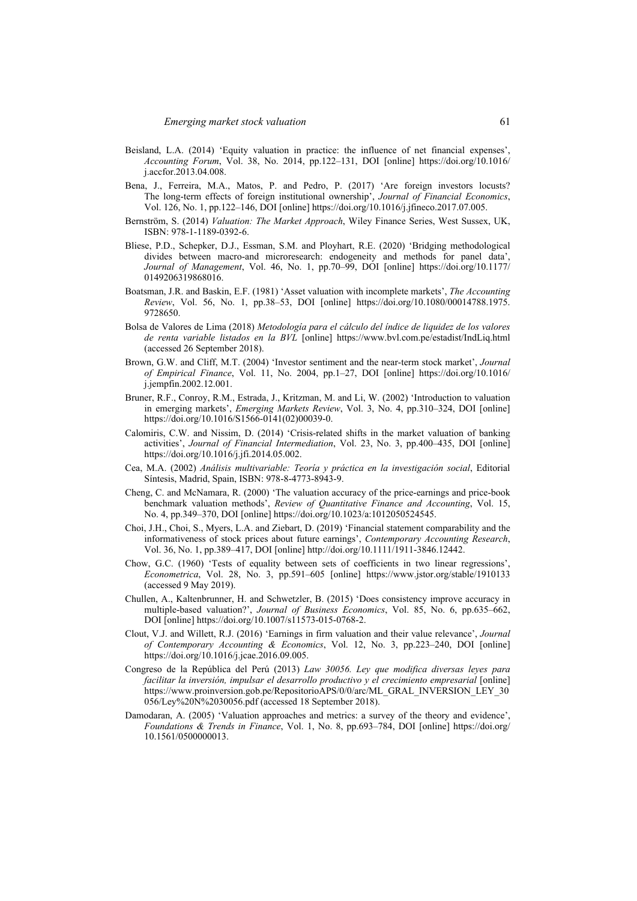Beisland, L.A. (2014) 'Equity valuation in practice: the influence of net financial expenses', *Accounting Forum*, Vol. 38, No. 2014, pp.122–131, DOI [online] https://doi.org/10.1016/j.accfor.2013.04.008.

Bena, J., Ferreira, M.A., Matos, P. and Pedro, P. (2017) 'Are foreign investors locusts? The long-term effects of foreign institutional ownership', *Journal of Financial Economics*, Vol. 126, No. 1, pp.122–146, DOI [online] https://doi.org/10.1016/j.jfineco.2017.07.005.

Bernström, S. (2014) *Valuation: The Market Approach*, Wiley Finance Series, West Sussex, UK, ISBN: 978-1-1189-0392-6.

Bliese, P.D., Schepker, D.J., Essman, S.M. and Ployhart, R.E. (2020) 'Bridging methodological divides between macro-and microresearch: endogeneity and methods for panel data', *Journal of Management*, Vol. 46, No. 1, pp.70–99, DOI [online] https://doi.org/10.1177/0149206319868016.

Boatsman, J.R. and Baskin, E.F. (1981) 'Asset valuation with incomplete markets', *The Accounting Review*, Vol. 56, No. 1, pp.38–53, DOI [online] https://doi.org/10.1080/00014788.1975.9728650.

Bolsa de Valores de Lima (2018) *Metodología para el cálculo del índice de liquidez de los valores de renta variable listados en la BVL* [online] https://www.bvl.com.pe/estadist/IndLiq.html (accessed 26 September 2018).

Brown, G.W. and Cliff, M.T. (2004) 'Investor sentiment and the near-term stock market', *Journal of Empirical Finance*, Vol. 11, No. 2004, pp.1–27, DOI [online] https://doi.org/10.1016/j.jempfin.2002.12.001.

Bruner, R.F., Conroy, R.M., Estrada, J., Kritzman, M. and Li, W. (2002) 'Introduction to valuation in emerging markets', *Emerging Markets Review*, Vol. 3, No. 4, pp.310–324, DOI [online] https://doi.org/10.1016/S1566-0141(02)00039-0.

Calomiris, C.W. and Nissim, D. (2014) 'Crisis-related shifts in the market valuation of banking activities', *Journal of Financial Intermediation*, Vol. 23, No. 3, pp.400–435, DOI [online] https://doi.org/10.1016/j.jfi.2014.05.002.

Cea, M.A. (2002) *Análisis multivariable: Teoría y práctica en la investigación social*, Editorial Síntesis, Madrid, Spain, ISBN: 978-8-4773-8943-9.

Cheng, C. and McNamara, R. (2000) 'The valuation accuracy of the price-earnings and price-book benchmark valuation methods', *Review of Quantitative Finance and Accounting*, Vol. 15, No. 4, pp.349–370, DOI [online] https://doi.org/10.1023/a:1012050524545.

Choi, J.H., Choi, S., Myers, L.A. and Ziebart, D. (2019) 'Financial statement comparability and the informativeness of stock prices about future earnings', *Contemporary Accounting Research*, Vol. 36, No. 1, pp.389–417, DOI [online] http://doi.org/10.1111/1911-3846.12442.

Chow, G.C. (1960) 'Tests of equality between sets of coefficients in two linear regressions', *Econometrica*, Vol. 28, No. 3, pp.591–605 [online] https://www.jstor.org/stable/1910133 (accessed 9 May 2019).

Chullen, A., Kaltenbrunner, H. and Schwetzler, B. (2015) 'Does consistency improve accuracy in multiple-based valuation?', *Journal of Business Economics*, Vol. 85, No. 6, pp.635–662, DOI [online] https://doi.org/10.1007/s11573-015-0768-2.

Clout, V.J. and Willett, R.J. (2016) 'Earnings in firm valuation and their value relevance', *Journal of Contemporary Accounting & Economics*, Vol. 12, No. 3, pp.223–240, DOI [online] https://doi.org/10.1016/j.jcae.2016.09.005.

Congreso de la República del Perú (2013) *Law 30056. Ley que modifica diversas leyes para facilitar la inversión, impulsar el desarrollo productivo y el crecimiento empresarial* [online] https://www.proinversion.gob.pe/RepositorioAPS/0/0/arc/ML_GRAL_INVERSION_LEY_30056/Ley%20N%2030056.pdf (accessed 18 September 2018).

Damodaran, A. (2005) 'Valuation approaches and metrics: a survey of the theory and evidence', *Foundations & Trends in Finance*, Vol. 1, No. 8, pp.693–784, DOI [online] https://doi.org/10.1561/0500000013.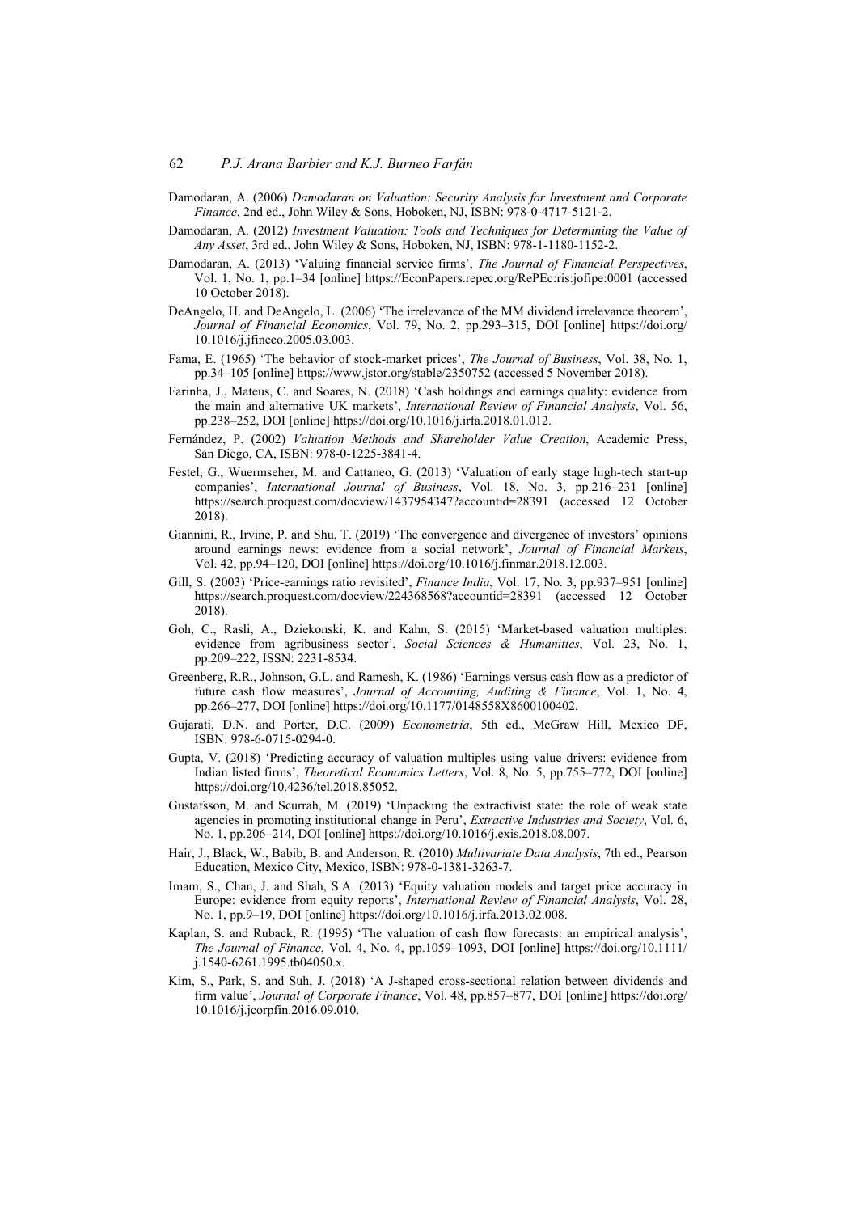Damodaran, A. (2006) *Damodaran on Valuation: Security Analysis for Investment and Corporate Finance*, 2nd ed., John Wiley & Sons, Hoboken, NJ, ISBN: 978-0-4717-5121-2.

Damodaran, A. (2012) *Investment Valuation: Tools and Techniques for Determining the Value of Any Asset*, 3rd ed., John Wiley & Sons, Hoboken, NJ, ISBN: 978-1-1180-1152-2.

Damodaran, A. (2013) 'Valuing financial service firms', *The Journal of Financial Perspectives*, Vol. 1, No. 1, pp.1–34 [online] https://EconPapers.repec.org/RePEc:ris:jofipe:0001 (accessed 10 October 2018).

DeAngelo, H. and DeAngelo, L. (2006) 'The irrelevance of the MM dividend irrelevance theorem', *Journal of Financial Economics*, Vol. 79, No. 2, pp.293–315, DOI [online] https://doi.org/10.1016/j.jfineco.2005.03.003.

Fama, E. (1965) 'The behavior of stock-market prices', *The Journal of Business*, Vol. 38, No. 1, pp.34–105 [online] https://www.jstor.org/stable/2350752 (accessed 5 November 2018).

Farinha, J., Mateus, C. and Soares, N. (2018) 'Cash holdings and earnings quality: evidence from the main and alternative UK markets', *International Review of Financial Analysis*, Vol. 56, pp.238–252, DOI [online] https://doi.org/10.1016/j.irfa.2018.01.012.

Fernández, P. (2002) *Valuation Methods and Shareholder Value Creation*, Academic Press, San Diego, CA, ISBN: 978-0-1225-3841-4.

Festel, G., Wuermseher, M. and Cattaneo, G. (2013) 'Valuation of early stage high-tech start-up companies', *International Journal of Business*, Vol. 18, No. 3, pp.216–231 [online] https://search.proquest.com/docview/1437954347?accountid=28391 (accessed 12 October 2018).

Giannini, R., Irvine, P. and Shu, T. (2019) 'The convergence and divergence of investors' opinions around earnings news: evidence from a social network', *Journal of Financial Markets*, Vol. 42, pp.94–120, DOI [online] https://doi.org/10.1016/j.finmar.2018.12.003.

Gill, S. (2003) 'Price-earnings ratio revisited', *Finance India*, Vol. 17, No. 3, pp.937–951 [online] https://search.proquest.com/docview/224368568?accountid=28391 (accessed 12 October 2018).

Goh, C., Rasli, A., Dziekonski, K. and Kahn, S. (2015) 'Market-based valuation multiples: evidence from agribusiness sector', *Social Sciences & Humanities*, Vol. 23, No. 1, pp.209–222, ISSN: 2231-8534.

Greenberg, R.R., Johnson, G.L. and Ramesh, K. (1986) 'Earnings versus cash flow as a predictor of future cash flow measures', *Journal of Accounting, Auditing & Finance*, Vol. 1, No. 4, pp.266–277, DOI [online] https://doi.org/10.1177/0148558X8600100402.

Gujarati, D.N. and Porter, D.C. (2009) *Econometría*, 5th ed., McGraw Hill, Mexico DF, ISBN: 978-6-0715-0294-0.

Gupta, V. (2018) 'Predicting accuracy of valuation multiples using value drivers: evidence from Indian listed firms', *Theoretical Economics Letters*, Vol. 8, No. 5, pp.755–772, DOI [online] https://doi.org/10.4236/tel.2018.85052.

Gustafsson, M. and Scurrah, M. (2019) 'Unpacking the extractivist state: the role of weak state agencies in promoting institutional change in Peru', *Extractive Industries and Society*, Vol. 6, No. 1, pp.206–214, DOI [online] https://doi.org/10.1016/j.exis.2018.08.007.

Hair, J., Black, W., Babib, B. and Anderson, R. (2010) *Multivariate Data Analysis*, 7th ed., Pearson Education, Mexico City, Mexico, ISBN: 978-0-1381-3263-7.

Imam, S., Chan, J. and Shah, S.A. (2013) 'Equity valuation models and target price accuracy in Europe: evidence from equity reports', *International Review of Financial Analysis*, Vol. 28, No. 1, pp.9–19, DOI [online] https://doi.org/10.1016/j.irfa.2013.02.008.

Kaplan, S. and Ruback, R. (1995) 'The valuation of cash flow forecasts: an empirical analysis', *The Journal of Finance*, Vol. 4, No. 4, pp.1059–1093, DOI [online] https://doi.org/10.1111/j.1540-6261.1995.tb04050.x.

Kim, S., Park, S. and Suh, J. (2018) 'A J-shaped cross-sectional relation between dividends and firm value', *Journal of Corporate Finance*, Vol. 48, pp.857–877, DOI [online] https://doi.org/10.1016/j.jcorpfin.2016.09.010.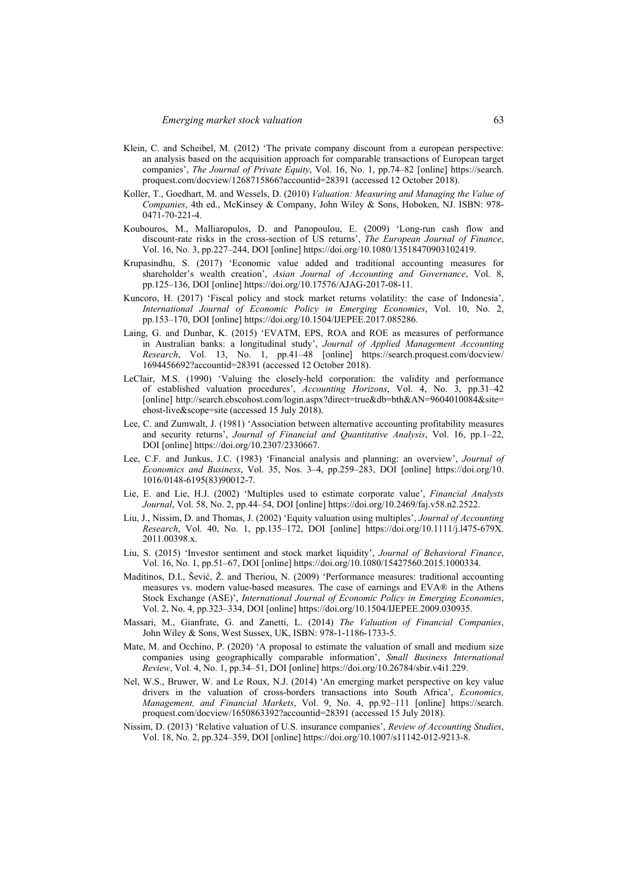Klein, C. and Scheibel, M. (2012) 'The private company discount from a european perspective: an analysis based on the acquisition approach for comparable transactions of European target companies', *The Journal of Private Equity*, Vol. 16, No. 1, pp.74–82 [online] https://search.proquest.com/docview/1268715866?accountid=28391 (accessed 12 October 2018).

Koller, T., Goedhart, M. and Wessels, D. (2010) *Valuation: Measuring and Managing the Value of Companies*, 4th ed., McKinsey & Company, John Wiley & Sons, Hoboken, NJ. ISBN: 978-0471-70-221-4.

Koubouros, M., Malliaropulos, D. and Panopoulou, E. (2009) 'Long-run cash flow and discount-rate risks in the cross-section of US returns', *The European Journal of Finance*, Vol. 16, No. 3, pp.227–244, DOI [online] https://doi.org/10.1080/13518470903102419.

Krupasindhu, S. (2017) 'Economic value added and traditional accounting measures for shareholder's wealth creation', *Asian Journal of Accounting and Governance*, Vol. 8, pp.125–136, DOI [online] https://doi.org/10.17576/AJAG-2017-08-11.

Kuncoro, H. (2017) 'Fiscal policy and stock market returns volatility: the case of Indonesia', *International Journal of Economic Policy in Emerging Economies*, Vol. 10, No. 2, pp.153–170, DOI [online] https://doi.org/10.1504/IJEPEE.2017.085286.

Laing, G. and Dunbar, K. (2015) 'EVATM, EPS, ROA and ROE as measures of performance in Australian banks: a longitudinal study', *Journal of Applied Management Accounting Research*, Vol. 13, No. 1, pp.41–48 [online] https://search.proquest.com/docview/1694456692?accountid=28391 (accessed 12 October 2018).

LeClair, M.S. (1990) 'Valuing the closely-held corporation: the validity and performance of established valuation procedures', *Accounting Horizons*, Vol. 4, No. 3, pp.31–42 [online] http://search.ebscohost.com/login.aspx?direct=true&db=bth&AN=9604010084&site=ehost-live&scope=site (accessed 15 July 2018).

Lee, C. and Zumwalt, J. (1981) 'Association between alternative accounting profitability measures and security returns', *Journal of Financial and Quantitative Analysis*, Vol. 16, pp.1–22, DOI [online] https://doi.org/10.2307/2330667.

Lee, C.F. and Junkus, J.C. (1983) 'Financial analysis and planning: an overview', *Journal of Economics and Business*, Vol. 35, Nos. 3–4, pp.259–283, DOI [online] https://doi.org/10.1016/0148-6195(83)90012-7.

Lie, E. and Lie, H.J. (2002) 'Multiples used to estimate corporate value', *Financial Analysts Journal*, Vol. 58, No. 2, pp.44–54, DOI [online] https://doi.org/10.2469/faj.v58.n2.2522.

Liu, J., Nissim, D. and Thomas, J. (2002) 'Equity valuation using multiples', *Journal of Accounting Research*, Vol. 40, No. 1, pp.135–172, DOI [online] https://doi.org/10.1111/j.l475-679X.2011.00398.x.

Liu, S. (2015) 'Investor sentiment and stock market liquidity', *Journal of Behavioral Finance*, Vol. 16, No. 1, pp.51–67, DOI [online] https://doi.org/10.1080/15427560.2015.1000334.

Maditinos, D.I., Šević, Ž. and Theriou, N. (2009) 'Performance measures: traditional accounting measures vs. modern value-based measures. The case of earnings and EVA® in the Athens Stock Exchange (ASE)', *International Journal of Economic Policy in Emerging Economies*, Vol. 2, No. 4, pp.323–334, DOI [online] https://doi.org/10.1504/IJEPEE.2009.030935.

Massari, M., Gianfrate, G. and Zanetti, L. (2014) *The Valuation of Financial Companies*, John Wiley & Sons, West Sussex, UK, ISBN: 978-1-1186-1733-5.

Mate, M. and Occhino, P. (2020) 'A proposal to estimate the valuation of small and medium size companies using geographically comparable information', *Small Business International Review*, Vol. 4, No. 1, pp.34–51, DOI [online] https://doi.org/10.26784/sbir.v4i1.229.

Nel, W.S., Bruwer, W. and Le Roux, N.J. (2014) 'An emerging market perspective on key value drivers in the valuation of cross-borders transactions into South Africa', *Economics, Management, and Financial Markets*, Vol. 9, No. 4, pp.92–111 [online] https://search.proquest.com/docview/1650863392?accountid=28391 (accessed 15 July 2018).

Nissim, D. (2013) 'Relative valuation of U.S. insurance companies', *Review of Accounting Studies*, Vol. 18, No. 2, pp.324–359, DOI [online] https://doi.org/10.1007/s11142-012-9213-8.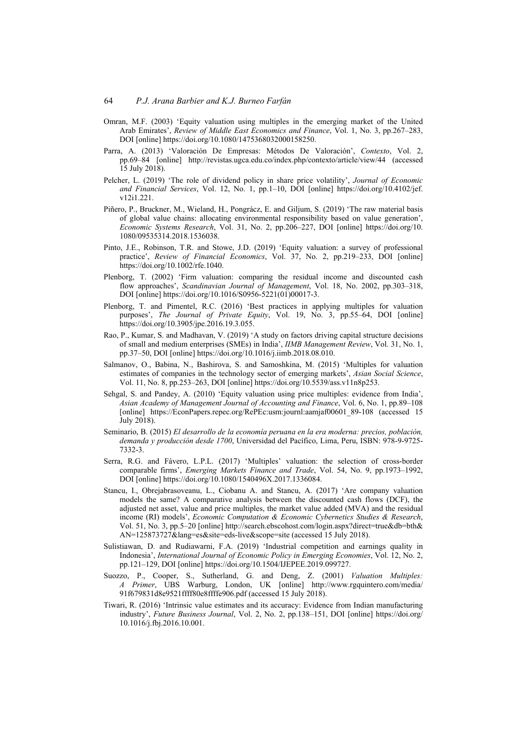Omran, M.F. (2003) 'Equity valuation using multiples in the emerging market of the United Arab Emirates', *Review of Middle East Economics and Finance*, Vol. 1, No. 3, pp.267–283, DOI [online] https://doi.org/10.1080/1475368032000158250.

Parra, A. (2013) 'Valoración De Empresas: Métodos De Valoración', *Contexto*, Vol. 2, pp.69–84 [online] http://revistas.ugca.edu.co/index.php/contexto/article/view/44 (accessed 15 July 2018).

Pelcher, L. (2019) 'The role of dividend policy in share price volatility', *Journal of Economic and Financial Services*, Vol. 12, No. 1, pp.1–10, DOI [online] https://doi.org/10.4102/jef.v12i1.221.

Piñero, P., Bruckner, M., Wieland, H., Pongrácz, E. and Giljum, S. (2019) 'The raw material basis of global value chains: allocating environmental responsibility based on value generation', *Economic Systems Research*, Vol. 31, No. 2, pp.206–227, DOI [online] https://doi.org/10.1080/09535314.2018.1536038.

Pinto, J.E., Robinson, T.R. and Stowe, J.D. (2019) 'Equity valuation: a survey of professional practice', *Review of Financial Economics*, Vol. 37, No. 2, pp.219–233, DOI [online] https://doi.org/10.1002/rfe.1040.

Plenborg, T. (2002) 'Firm valuation: comparing the residual income and discounted cash flow approaches', *Scandinavian Journal of Management*, Vol. 18, No. 2002, pp.303–318, DOI [online] https://doi.org/10.1016/S0956-5221(01)00017-3.

Plenborg, T. and Pimentel, R.C. (2016) 'Best practices in applying multiples for valuation purposes', *The Journal of Private Equity*, Vol. 19, No. 3, pp.55–64, DOI [online] https://doi.org/10.3905/jpe.2016.19.3.055.

Rao, P., Kumar, S. and Madhavan, V. (2019) 'A study on factors driving capital structure decisions of small and medium enterprises (SMEs) in India', *IIMB Management Review*, Vol. 31, No. 1, pp.37–50, DOI [online] https://doi.org/10.1016/j.iimb.2018.08.010.

Salmanov, O., Babina, N., Bashirova, S. and Samoshkina, M. (2015) 'Multiples for valuation estimates of companies in the technology sector of emerging markets', *Asian Social Science*, Vol. 11, No. 8, pp.253–263, DOI [online] https://doi.org/10.5539/ass.v11n8p253.

Sehgal, S. and Pandey, A. (2010) 'Equity valuation using price multiples: evidence from India', *Asian Academy of Management Journal of Accounting and Finance*, Vol. 6, No. 1, pp.89–108 [online] https://EconPapers.repec.org/RePEc:usm:journl:aamjaf00601_89-108 (accessed 15 July 2018).

Seminario, B. (2015) *El desarrollo de la economía peruana en la era moderna: precios, población, demanda y producción desde 1700*, Universidad del Pacífico, Lima, Peru, ISBN: 978-9-9725-7332-3.

Serra, R.G. and Fávero, L.P.L. (2017) 'Multiples' valuation: the selection of cross-border comparable firms', *Emerging Markets Finance and Trade*, Vol. 54, No. 9, pp.1973–1992, DOI [online] https://doi.org/10.1080/1540496X.2017.1336084.

Stancu, I., Obrejabrasoveanu, L., Ciobanu A. and Stancu, A. (2017) 'Are company valuation models the same? A comparative analysis between the discounted cash flows (DCF), the adjusted net asset, value and price multiples, the market value added (MVA) and the residual income (RI) models', *Economic Computation & Economic Cybernetics Studies & Research*, Vol. 51, No. 3, pp.5–20 [online] http://search.ebscohost.com/login.aspx?direct=true&db=bth&AN=125873727&lang=es&site=eds-live&scope=site (accessed 15 July 2018).

Sulistiawan, D. and Rudiawarni, F.A. (2019) 'Industrial competition and earnings quality in Indonesia', *International Journal of Economic Policy in Emerging Economies*, Vol. 12, No. 2, pp.121–129, DOI [online] https://doi.org/10.1504/IJEPEE.2019.099727.

Suozzo, P., Cooper, S., Sutherland, G. and Deng, Z. (2001) *Valuation Multiples: A Primer*, UBS Warburg, London, UK [online] http://www.rgquintero.com/media/91f679831d8e9521ffff80e8ffffe906.pdf (accessed 15 July 2018).

Tiwari, R. (2016) 'Intrinsic value estimates and its accuracy: Evidence from Indian manufacturing industry', *Future Business Journal*, Vol. 2, No. 2, pp.138–151, DOI [online] https://doi.org/10.1016/j.fbj.2016.10.001.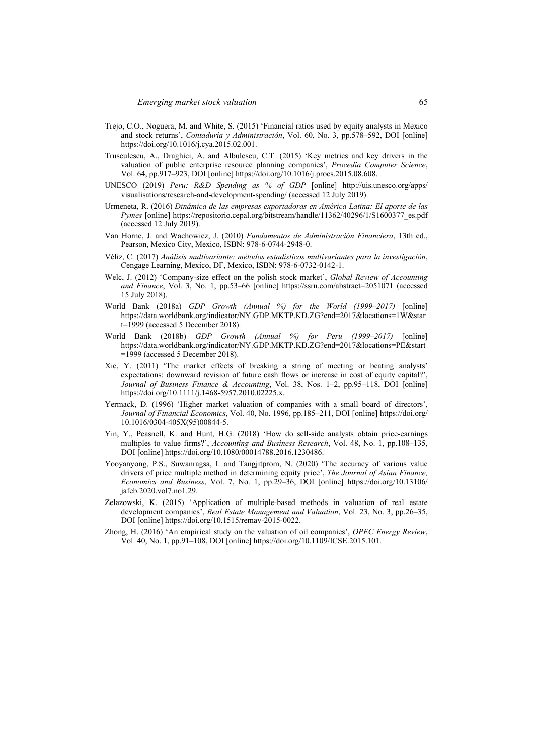Trejo, C.O., Noguera, M. and White, S. (2015) 'Financial ratios used by equity analysts in Mexico and stock returns', *Contaduría y Administración*, Vol. 60, No. 3, pp.578–592, DOI [online] https://doi.org/10.1016/j.cya.2015.02.001.

Trusculescu, A., Draghici, A. and Albulescu, C.T. (2015) 'Key metrics and key drivers in the valuation of public enterprise resource planning companies', *Procedia Computer Science*, Vol. 64, pp.917–923, DOI [online] https://doi.org/10.1016/j.procs.2015.08.608.

UNESCO (2019) *Peru: R&D Spending as % of GDP* [online] http://uis.unesco.org/apps/visualisations/research-and-development-spending/ (accessed 12 July 2019).

Urmeneta, R. (2016) *Dinámica de las empresas exportadoras en América Latina: El aporte de las Pymes* [online] https://repositorio.cepal.org/bitstream/handle/11362/40296/1/S1600377_es.pdf (accessed 12 July 2019).

Van Horne, J. and Wachowicz, J. (2010) *Fundamentos de Administración Financiera*, 13th ed., Pearson, Mexico City, Mexico, ISBN: 978-6-0744-2948-0.

Véliz, C. (2017) *Análisis multivariante: métodos estadísticos multivariantes para la investigación*, Cengage Learning, Mexico, DF, Mexico, ISBN: 978-6-0732-0142-1.

Welc, J. (2012) 'Company-size effect on the polish stock market', *Global Review of Accounting and Finance*, Vol. 3, No. 1, pp.53–66 [online] https://ssrn.com/abstract=2051071 (accessed 15 July 2018).

World Bank (2018a) *GDP Growth (Annual %) for the World (1999–2017)* [online] https://data.worldbank.org/indicator/NY.GDP.MKTP.KD.ZG?end=2017&locations=1W&start=1999 (accessed 5 December 2018).

World Bank (2018b) *GDP Growth (Annual %) for Peru (1999–2017)* [online] https://data.worldbank.org/indicator/NY.GDP.MKTP.KD.ZG?end=2017&locations=PE&start=1999 (accessed 5 December 2018).

Xie, Y. (2011) 'The market effects of breaking a string of meeting or beating analysts' expectations: downward revision of future cash flows or increase in cost of equity capital?', *Journal of Business Finance & Accounting*, Vol. 38, Nos. 1–2, pp.95–118, DOI [online] https://doi.org/10.1111/j.1468-5957.2010.02225.x.

Yermack, D. (1996) 'Higher market valuation of companies with a small board of directors', *Journal of Financial Economics*, Vol. 40, No. 1996, pp.185–211, DOI [online] https://doi.org/10.1016/0304-405X(95)00844-5.

Yin, Y., Peasnell, K. and Hunt, H.G. (2018) 'How do sell-side analysts obtain price-earnings multiples to value firms?', *Accounting and Business Research*, Vol. 48, No. 1, pp.108–135, DOI [online] https://doi.org/10.1080/00014788.2016.1230486.

Yooyanyong, P.S., Suwanragsa, I. and Tangjitprom, N. (2020) 'The accuracy of various value drivers of price multiple method in determining equity price', *The Journal of Asian Finance, Economics and Business*, Vol. 7, No. 1, pp.29–36, DOI [online] https://doi.org/10.13106/jafeb.2020.vol7.no1.29.

Zelazowski, K. (2015) 'Application of multiple-based methods in valuation of real estate development companies', *Real Estate Management and Valuation*, Vol. 23, No. 3, pp.26–35, DOI [online] https://doi.org/10.1515/remav-2015-0022.

Zhong, H. (2016) 'An empirical study on the valuation of oil companies', *OPEC Energy Review*, Vol. 40, No. 1, pp.91–108, DOI [online] https://doi.org/10.1109/ICSE.2015.101.